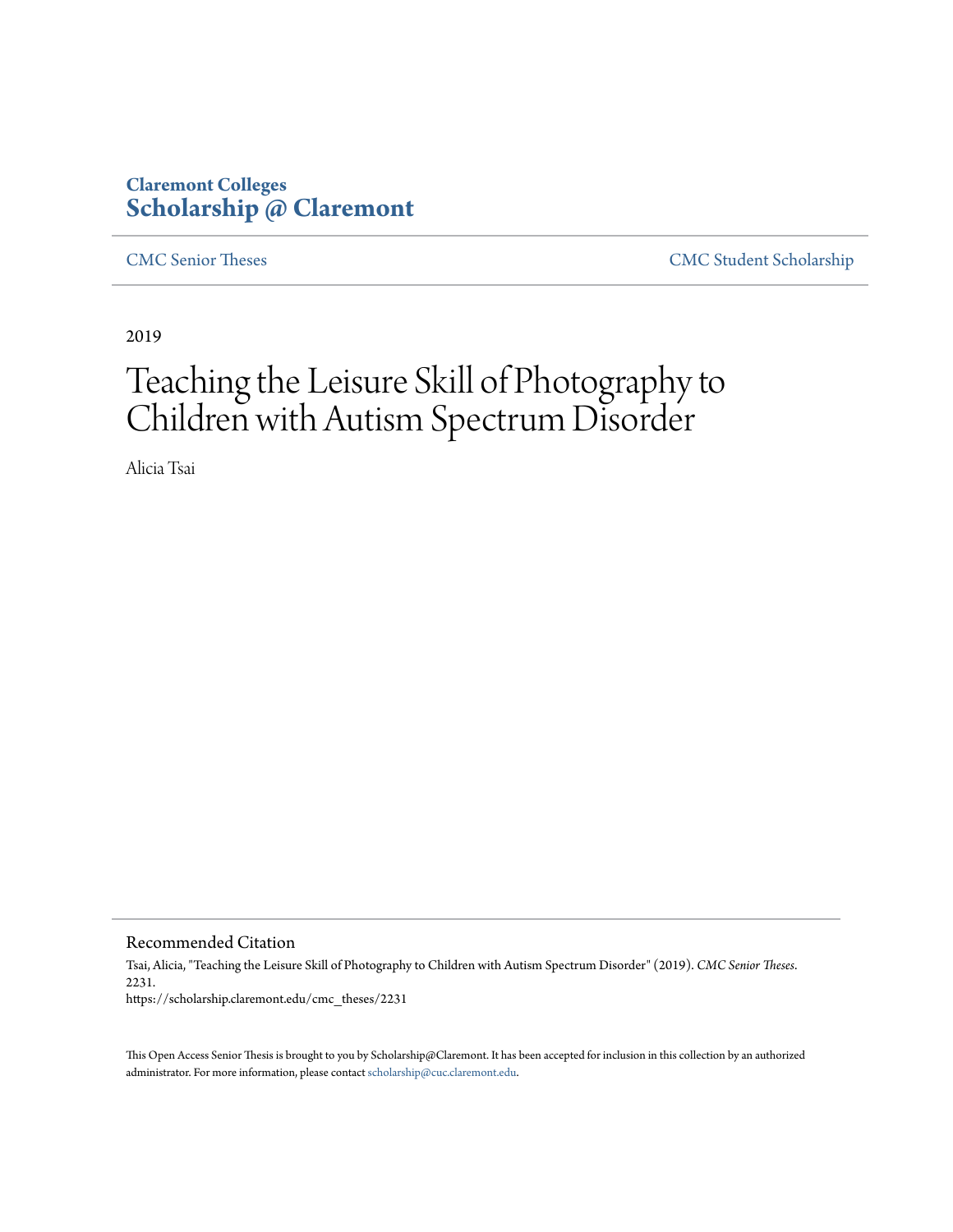Claremont Colleges
**Scholarship @ Claremont**

CMC Senior Theses | CMC Student Scholarship

2019

# Teaching the Leisure Skill of Photography to Children with Autism Spectrum Disorder

Alicia Tsai

## Recommended Citation

Tsai, Alicia, "Teaching the Leisure Skill of Photography to Children with Autism Spectrum Disorder" (2019). *CMC Senior Theses*. 2231.
https://scholarship.claremont.edu/cmc_theses/2231

This Open Access Senior Thesis is brought to you by Scholarship@Claremont. It has been accepted for inclusion in this collection by an authorized administrator. For more information, please contact scholarship@cuc.claremont.edu.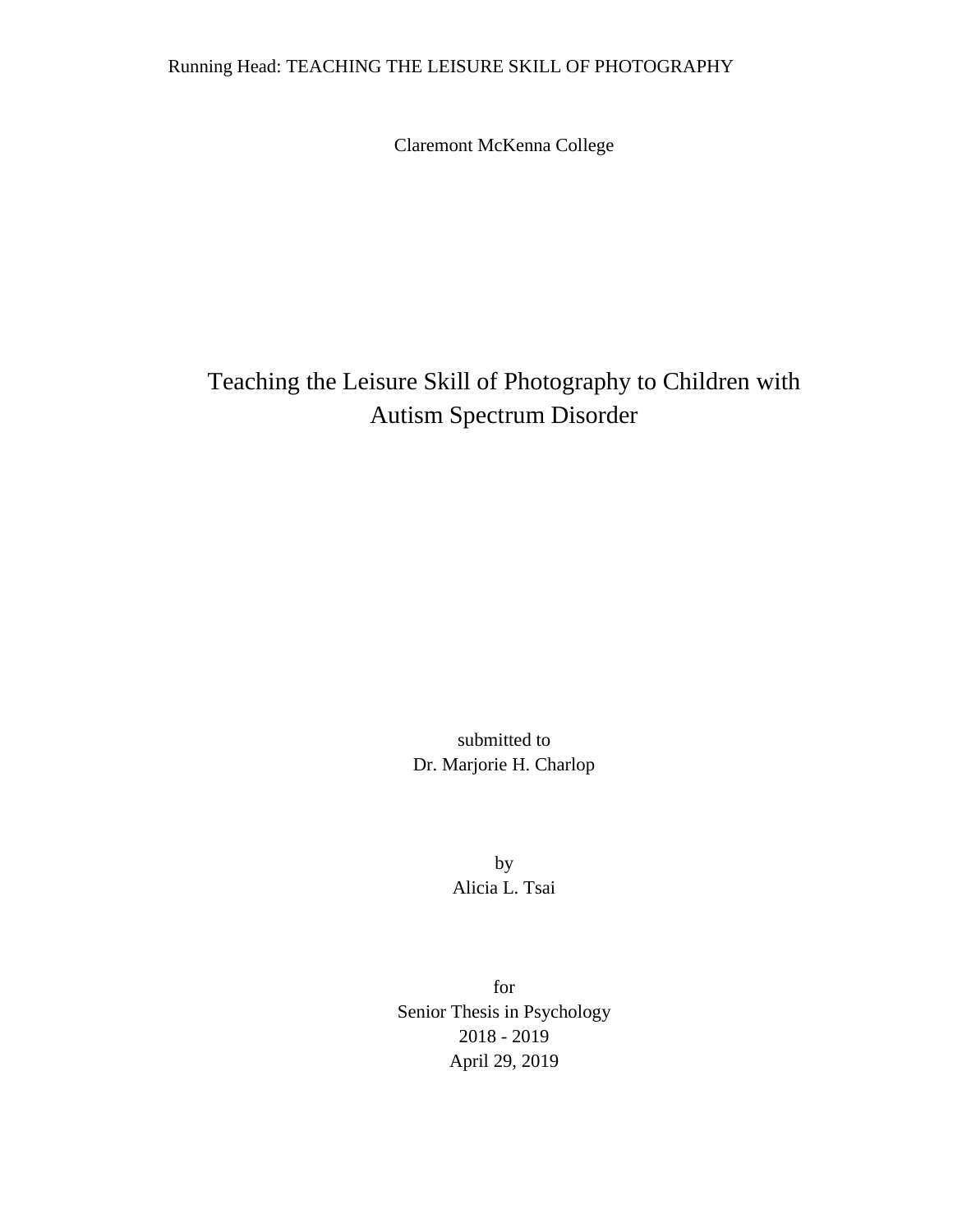Claremont McKenna College

# Teaching the Leisure Skill of Photography to Children with Autism Spectrum Disorder

submitted to
Dr. Marjorie H. Charlop

by
Alicia L. Tsai

for
Senior Thesis in Psychology
2018 - 2019
April 29, 2019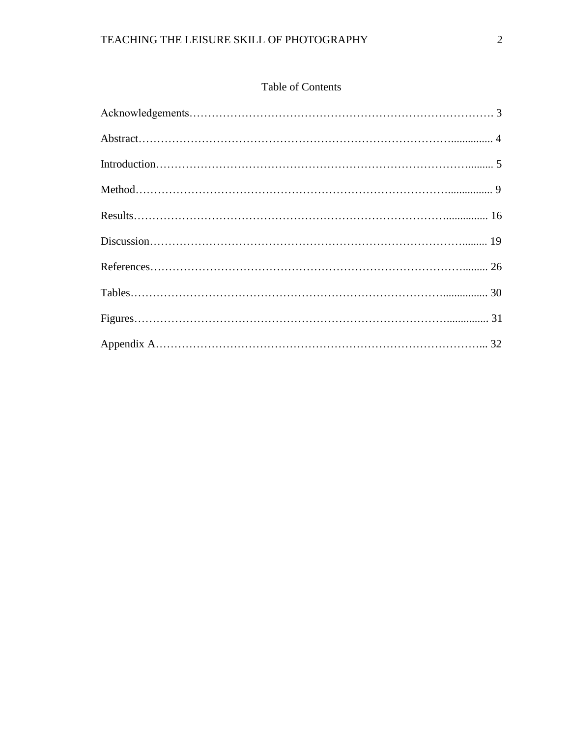## Table of Contents

Acknowledgements……………………………………………………………………. 3

Abstract……………………………………………………………………………............... 4

Introduction…………………………………………………………………………......... 5

Method……………………………………………………………………………................ 9

Results……………………………………………………………………………............... 16

Discussion…………………………………………………………………………......... 19

References…………………………………………………………………………......... 26

Tables……………………………………………………………………………................ 30

Figures……………………………………………………………………………............... 31

Appendix A………………………………………………………………………….... 32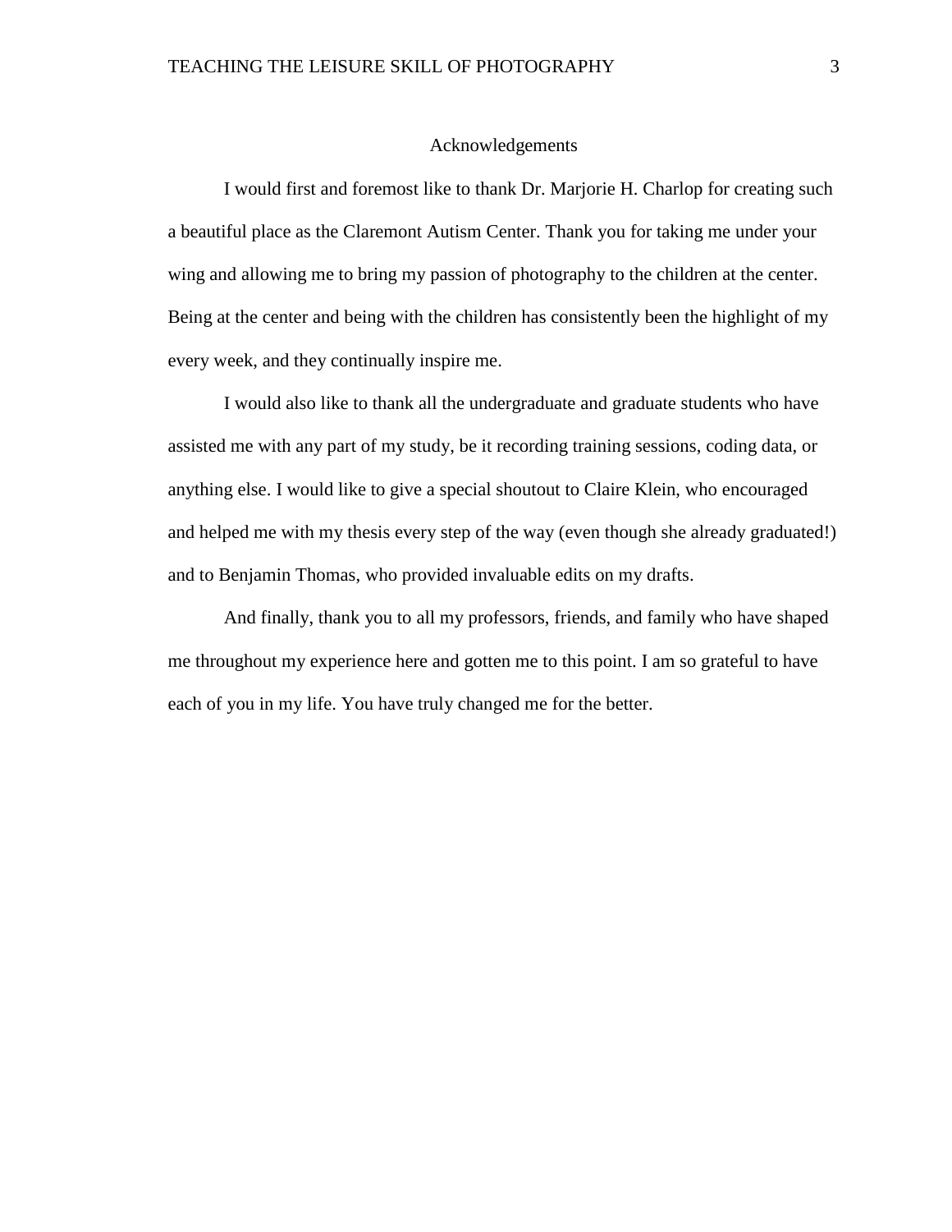# Acknowledgements

I would first and foremost like to thank Dr. Marjorie H. Charlop for creating such a beautiful place as the Claremont Autism Center. Thank you for taking me under your wing and allowing me to bring my passion of photography to the children at the center. Being at the center and being with the children has consistently been the highlight of my every week, and they continually inspire me.

I would also like to thank all the undergraduate and graduate students who have assisted me with any part of my study, be it recording training sessions, coding data, or anything else. I would like to give a special shoutout to Claire Klein, who encouraged and helped me with my thesis every step of the way (even though she already graduated!) and to Benjamin Thomas, who provided invaluable edits on my drafts.

And finally, thank you to all my professors, friends, and family who have shaped me throughout my experience here and gotten me to this point. I am so grateful to have each of you in my life. You have truly changed me for the better.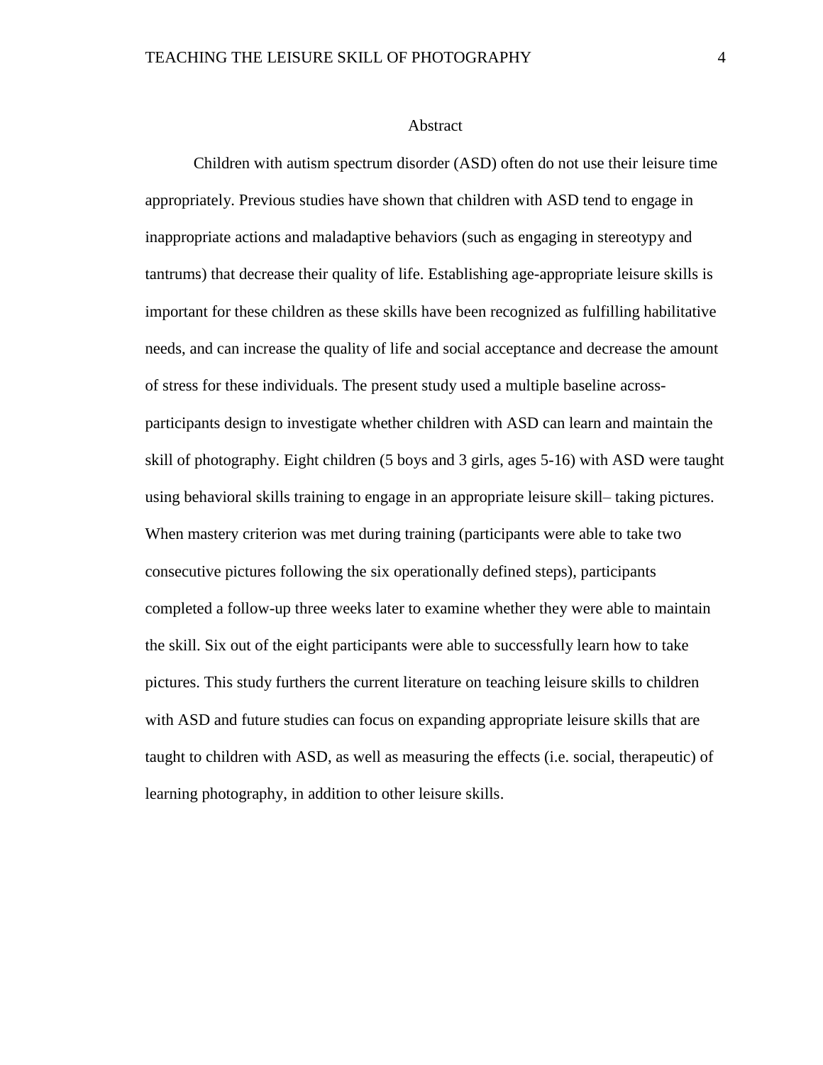# Abstract

Children with autism spectrum disorder (ASD) often do not use their leisure time appropriately. Previous studies have shown that children with ASD tend to engage in inappropriate actions and maladaptive behaviors (such as engaging in stereotypy and tantrums) that decrease their quality of life. Establishing age-appropriate leisure skills is important for these children as these skills have been recognized as fulfilling habilitative needs, and can increase the quality of life and social acceptance and decrease the amount of stress for these individuals. The present study used a multiple baseline across-participants design to investigate whether children with ASD can learn and maintain the skill of photography. Eight children (5 boys and 3 girls, ages 5-16) with ASD were taught using behavioral skills training to engage in an appropriate leisure skill– taking pictures. When mastery criterion was met during training (participants were able to take two consecutive pictures following the six operationally defined steps), participants completed a follow-up three weeks later to examine whether they were able to maintain the skill. Six out of the eight participants were able to successfully learn how to take pictures. This study furthers the current literature on teaching leisure skills to children with ASD and future studies can focus on expanding appropriate leisure skills that are taught to children with ASD, as well as measuring the effects (i.e. social, therapeutic) of learning photography, in addition to other leisure skills.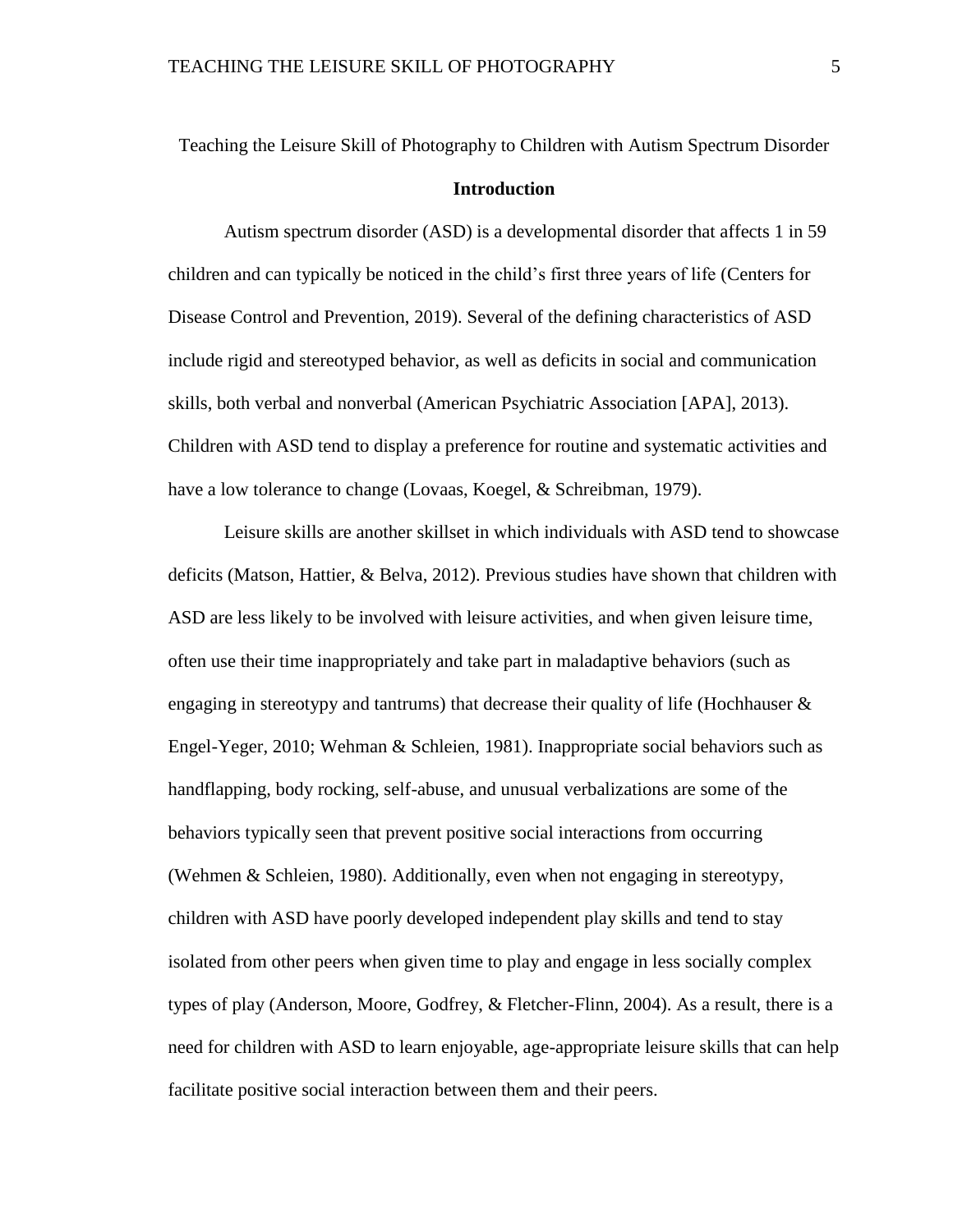Teaching the Leisure Skill of Photography to Children with Autism Spectrum Disorder

## Introduction

Autism spectrum disorder (ASD) is a developmental disorder that affects 1 in 59 children and can typically be noticed in the child's first three years of life (Centers for Disease Control and Prevention, 2019). Several of the defining characteristics of ASD include rigid and stereotyped behavior, as well as deficits in social and communication skills, both verbal and nonverbal (American Psychiatric Association [APA], 2013). Children with ASD tend to display a preference for routine and systematic activities and have a low tolerance to change (Lovaas, Koegel, & Schreibman, 1979).

Leisure skills are another skillset in which individuals with ASD tend to showcase deficits (Matson, Hattier, & Belva, 2012). Previous studies have shown that children with ASD are less likely to be involved with leisure activities, and when given leisure time, often use their time inappropriately and take part in maladaptive behaviors (such as engaging in stereotypy and tantrums) that decrease their quality of life (Hochhauser & Engel-Yeger, 2010; Wehman & Schleien, 1981). Inappropriate social behaviors such as handflapping, body rocking, self-abuse, and unusual verbalizations are some of the behaviors typically seen that prevent positive social interactions from occurring (Wehmen & Schleien, 1980). Additionally, even when not engaging in stereotypy, children with ASD have poorly developed independent play skills and tend to stay isolated from other peers when given time to play and engage in less socially complex types of play (Anderson, Moore, Godfrey, & Fletcher-Flinn, 2004). As a result, there is a need for children with ASD to learn enjoyable, age-appropriate leisure skills that can help facilitate positive social interaction between them and their peers.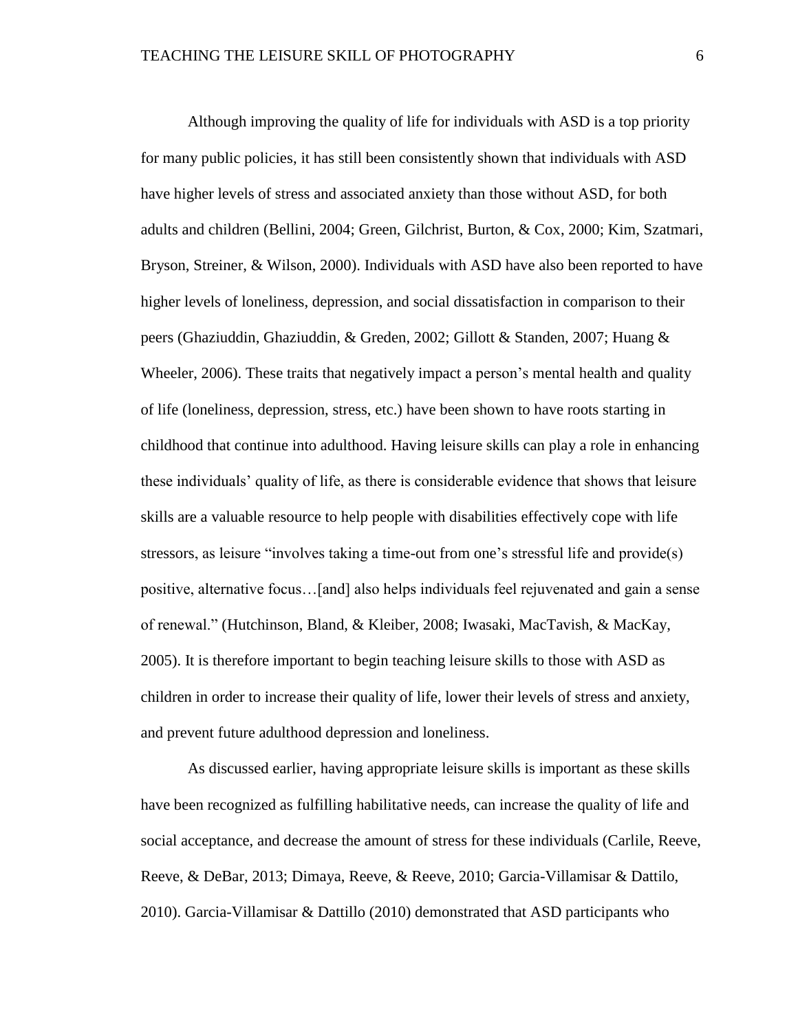Although improving the quality of life for individuals with ASD is a top priority for many public policies, it has still been consistently shown that individuals with ASD have higher levels of stress and associated anxiety than those without ASD, for both adults and children (Bellini, 2004; Green, Gilchrist, Burton, & Cox, 2000; Kim, Szatmari, Bryson, Streiner, & Wilson, 2000). Individuals with ASD have also been reported to have higher levels of loneliness, depression, and social dissatisfaction in comparison to their peers (Ghaziuddin, Ghaziuddin, & Greden, 2002; Gillott & Standen, 2007; Huang & Wheeler, 2006). These traits that negatively impact a person's mental health and quality of life (loneliness, depression, stress, etc.) have been shown to have roots starting in childhood that continue into adulthood. Having leisure skills can play a role in enhancing these individuals' quality of life, as there is considerable evidence that shows that leisure skills are a valuable resource to help people with disabilities effectively cope with life stressors, as leisure "involves taking a time-out from one's stressful life and provide(s) positive, alternative focus…[and] also helps individuals feel rejuvenated and gain a sense of renewal." (Hutchinson, Bland, & Kleiber, 2008; Iwasaki, MacTavish, & MacKay, 2005). It is therefore important to begin teaching leisure skills to those with ASD as children in order to increase their quality of life, lower their levels of stress and anxiety, and prevent future adulthood depression and loneliness.

As discussed earlier, having appropriate leisure skills is important as these skills have been recognized as fulfilling habilitative needs, can increase the quality of life and social acceptance, and decrease the amount of stress for these individuals (Carlile, Reeve, Reeve, & DeBar, 2013; Dimaya, Reeve, & Reeve, 2010; Garcia-Villamisar & Dattilo, 2010). Garcia-Villamisar & Dattillo (2010) demonstrated that ASD participants who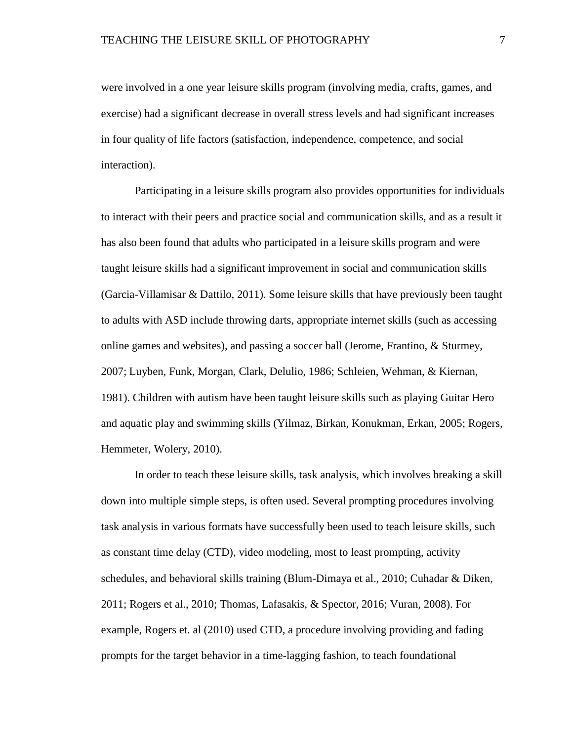were involved in a one year leisure skills program (involving media, crafts, games, and exercise) had a significant decrease in overall stress levels and had significant increases in four quality of life factors (satisfaction, independence, competence, and social interaction).

Participating in a leisure skills program also provides opportunities for individuals to interact with their peers and practice social and communication skills, and as a result it has also been found that adults who participated in a leisure skills program and were taught leisure skills had a significant improvement in social and communication skills (Garcia-Villamisar & Dattilo, 2011). Some leisure skills that have previously been taught to adults with ASD include throwing darts, appropriate internet skills (such as accessing online games and websites), and passing a soccer ball (Jerome, Frantino, & Sturmey, 2007; Luyben, Funk, Morgan, Clark, Delulio, 1986; Schleien, Wehman, & Kiernan, 1981). Children with autism have been taught leisure skills such as playing Guitar Hero and aquatic play and swimming skills (Yilmaz, Birkan, Konukman, Erkan, 2005; Rogers, Hemmeter, Wolery, 2010).

In order to teach these leisure skills, task analysis, which involves breaking a skill down into multiple simple steps, is often used. Several prompting procedures involving task analysis in various formats have successfully been used to teach leisure skills, such as constant time delay (CTD), video modeling, most to least prompting, activity schedules, and behavioral skills training (Blum-Dimaya et al., 2010; Cuhadar & Diken, 2011; Rogers et al., 2010; Thomas, Lafasakis, & Spector, 2016; Vuran, 2008). For example, Rogers et. al (2010) used CTD, a procedure involving providing and fading prompts for the target behavior in a time-lagging fashion, to teach foundational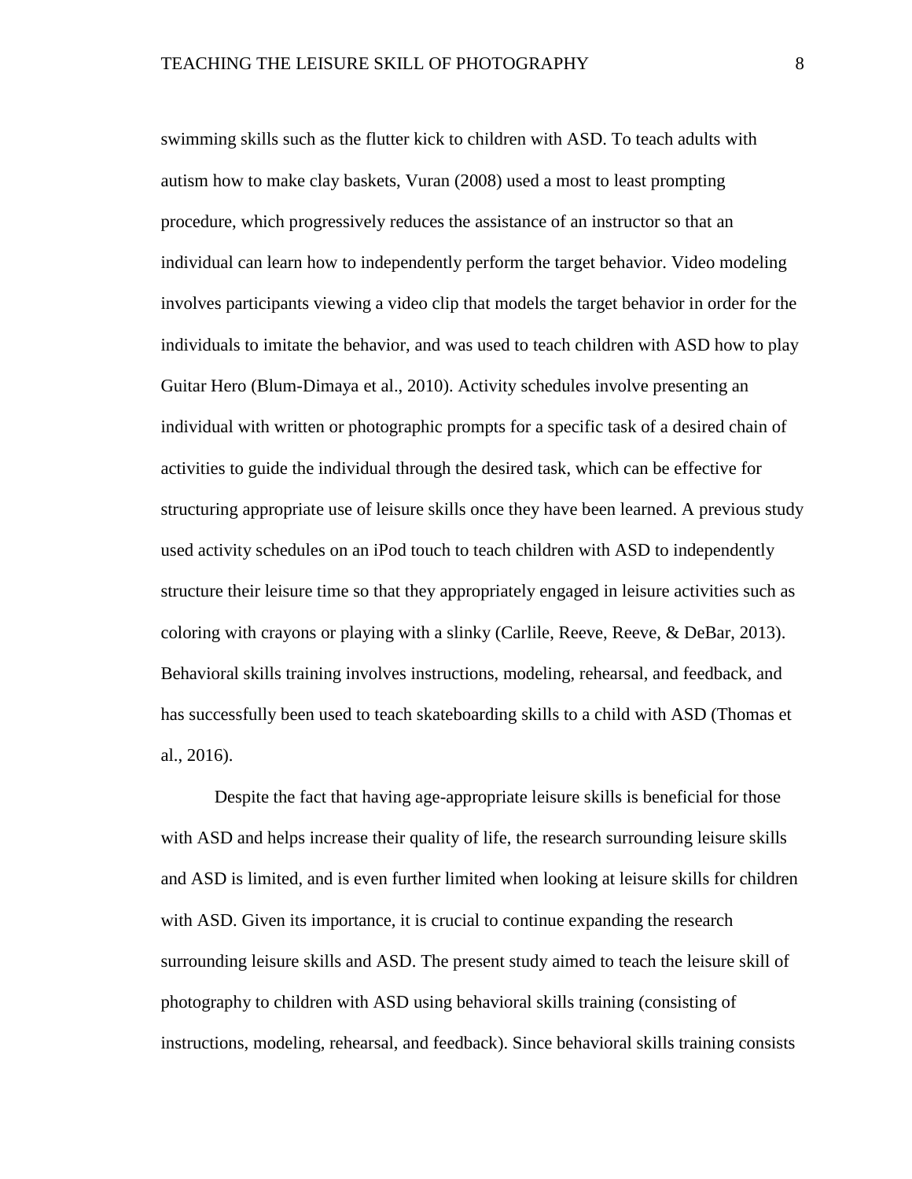swimming skills such as the flutter kick to children with ASD. To teach adults with autism how to make clay baskets, Vuran (2008) used a most to least prompting procedure, which progressively reduces the assistance of an instructor so that an individual can learn how to independently perform the target behavior. Video modeling involves participants viewing a video clip that models the target behavior in order for the individuals to imitate the behavior, and was used to teach children with ASD how to play Guitar Hero (Blum-Dimaya et al., 2010). Activity schedules involve presenting an individual with written or photographic prompts for a specific task of a desired chain of activities to guide the individual through the desired task, which can be effective for structuring appropriate use of leisure skills once they have been learned. A previous study used activity schedules on an iPod touch to teach children with ASD to independently structure their leisure time so that they appropriately engaged in leisure activities such as coloring with crayons or playing with a slinky (Carlile, Reeve, Reeve, & DeBar, 2013). Behavioral skills training involves instructions, modeling, rehearsal, and feedback, and has successfully been used to teach skateboarding skills to a child with ASD (Thomas et al., 2016).

Despite the fact that having age-appropriate leisure skills is beneficial for those with ASD and helps increase their quality of life, the research surrounding leisure skills and ASD is limited, and is even further limited when looking at leisure skills for children with ASD. Given its importance, it is crucial to continue expanding the research surrounding leisure skills and ASD. The present study aimed to teach the leisure skill of photography to children with ASD using behavioral skills training (consisting of instructions, modeling, rehearsal, and feedback). Since behavioral skills training consists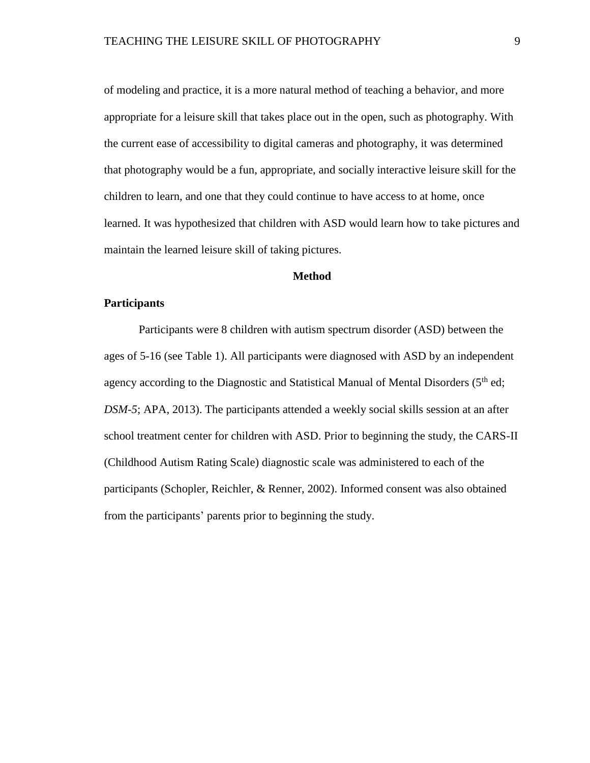of modeling and practice, it is a more natural method of teaching a behavior, and more appropriate for a leisure skill that takes place out in the open, such as photography. With the current ease of accessibility to digital cameras and photography, it was determined that photography would be a fun, appropriate, and socially interactive leisure skill for the children to learn, and one that they could continue to have access to at home, once learned. It was hypothesized that children with ASD would learn how to take pictures and maintain the learned leisure skill of taking pictures.

# Method

## Participants

Participants were 8 children with autism spectrum disorder (ASD) between the ages of 5-16 (see Table 1). All participants were diagnosed with ASD by an independent agency according to the Diagnostic and Statistical Manual of Mental Disorders (5th ed; *DSM-5*; APA, 2013). The participants attended a weekly social skills session at an after school treatment center for children with ASD. Prior to beginning the study, the CARS-II (Childhood Autism Rating Scale) diagnostic scale was administered to each of the participants (Schopler, Reichler, & Renner, 2002). Informed consent was also obtained from the participants' parents prior to beginning the study.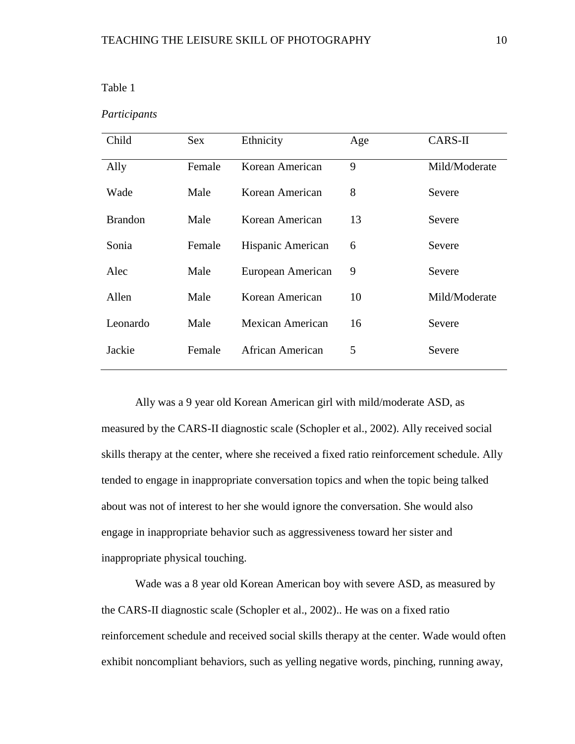Table 1

*Participants*

| Child | Sex | Ethnicity | Age | CARS-II |
|---|---|---|---|---|
| Ally | Female | Korean American | 9 | Mild/Moderate |
| Wade | Male | Korean American | 8 | Severe |
| Brandon | Male | Korean American | 13 | Severe |
| Sonia | Female | Hispanic American | 6 | Severe |
| Alec | Male | European American | 9 | Severe |
| Allen | Male | Korean American | 10 | Mild/Moderate |
| Leonardo | Male | Mexican American | 16 | Severe |
| Jackie | Female | African American | 5 | Severe |

Ally was a 9 year old Korean American girl with mild/moderate ASD, as measured by the CARS-II diagnostic scale (Schopler et al., 2002). Ally received social skills therapy at the center, where she received a fixed ratio reinforcement schedule. Ally tended to engage in inappropriate conversation topics and when the topic being talked about was not of interest to her she would ignore the conversation. She would also engage in inappropriate behavior such as aggressiveness toward her sister and inappropriate physical touching.

Wade was a 8 year old Korean American boy with severe ASD, as measured by the CARS-II diagnostic scale (Schopler et al., 2002).. He was on a fixed ratio reinforcement schedule and received social skills therapy at the center. Wade would often exhibit noncompliant behaviors, such as yelling negative words, pinching, running away,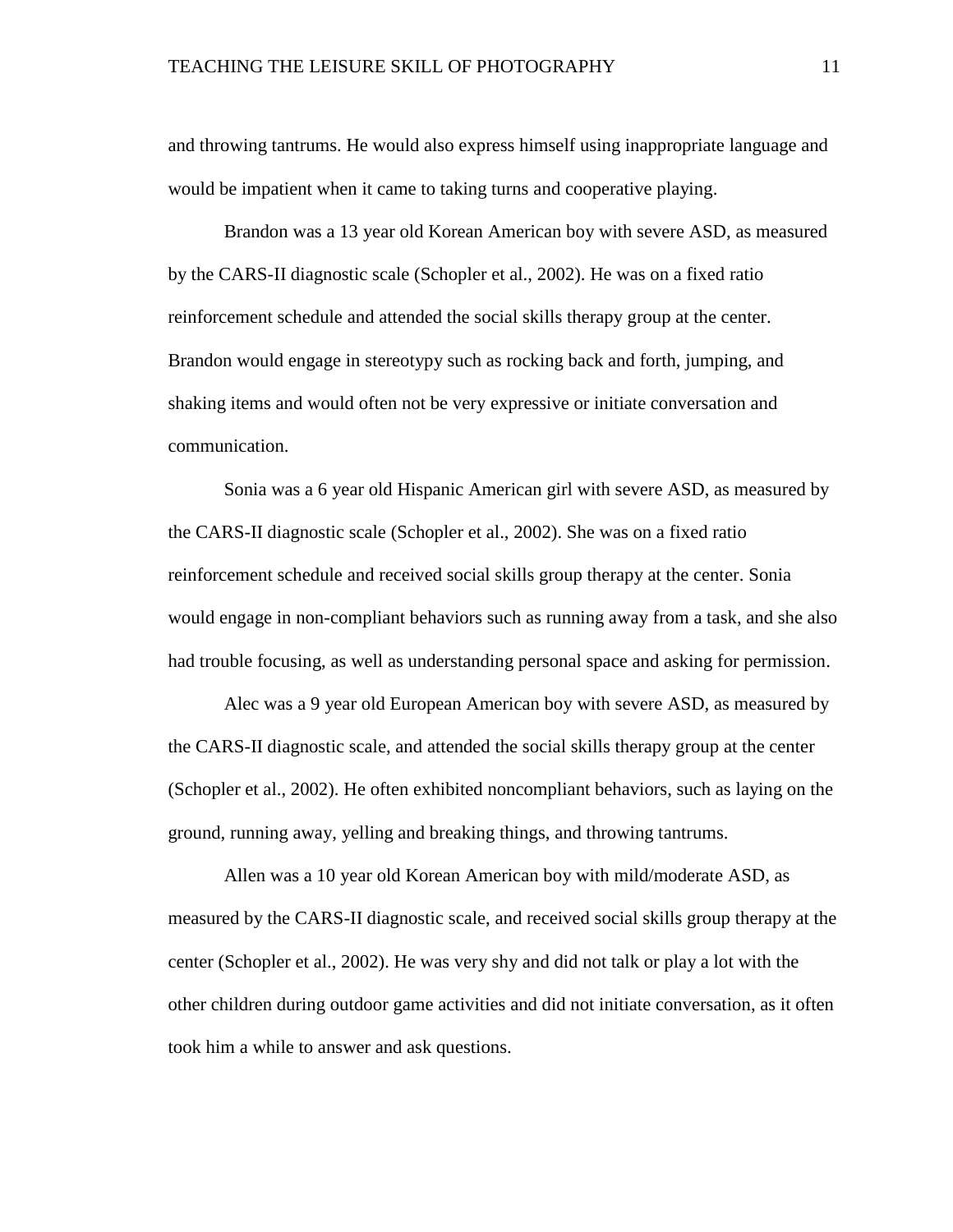and throwing tantrums. He would also express himself using inappropriate language and would be impatient when it came to taking turns and cooperative playing.

Brandon was a 13 year old Korean American boy with severe ASD, as measured by the CARS-II diagnostic scale (Schopler et al., 2002). He was on a fixed ratio reinforcement schedule and attended the social skills therapy group at the center. Brandon would engage in stereotypy such as rocking back and forth, jumping, and shaking items and would often not be very expressive or initiate conversation and communication.

Sonia was a 6 year old Hispanic American girl with severe ASD, as measured by the CARS-II diagnostic scale (Schopler et al., 2002). She was on a fixed ratio reinforcement schedule and received social skills group therapy at the center. Sonia would engage in non-compliant behaviors such as running away from a task, and she also had trouble focusing, as well as understanding personal space and asking for permission.

Alec was a 9 year old European American boy with severe ASD, as measured by the CARS-II diagnostic scale, and attended the social skills therapy group at the center (Schopler et al., 2002). He often exhibited noncompliant behaviors, such as laying on the ground, running away, yelling and breaking things, and throwing tantrums.

Allen was a 10 year old Korean American boy with mild/moderate ASD, as measured by the CARS-II diagnostic scale, and received social skills group therapy at the center (Schopler et al., 2002). He was very shy and did not talk or play a lot with the other children during outdoor game activities and did not initiate conversation, as it often took him a while to answer and ask questions.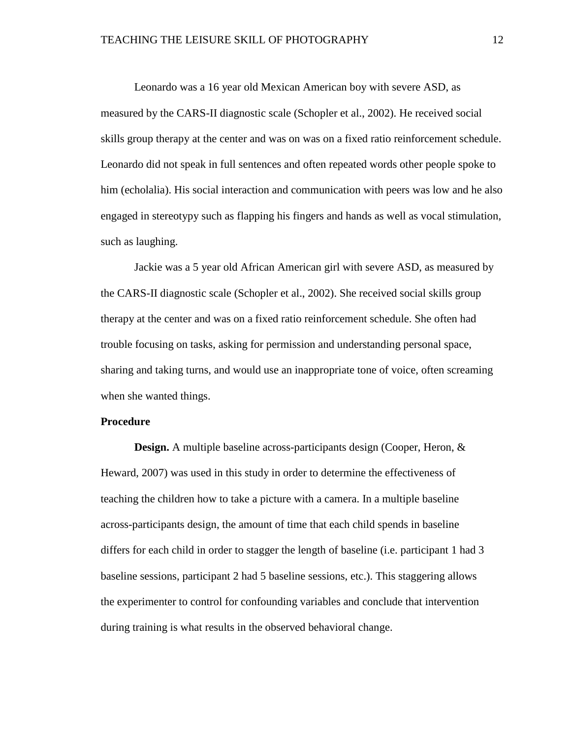Leonardo was a 16 year old Mexican American boy with severe ASD, as measured by the CARS-II diagnostic scale (Schopler et al., 2002). He received social skills group therapy at the center and was on was on a fixed ratio reinforcement schedule. Leonardo did not speak in full sentences and often repeated words other people spoke to him (echolalia). His social interaction and communication with peers was low and he also engaged in stereotypy such as flapping his fingers and hands as well as vocal stimulation, such as laughing.

Jackie was a 5 year old African American girl with severe ASD, as measured by the CARS-II diagnostic scale (Schopler et al., 2002). She received social skills group therapy at the center and was on a fixed ratio reinforcement schedule. She often had trouble focusing on tasks, asking for permission and understanding personal space, sharing and taking turns, and would use an inappropriate tone of voice, often screaming when she wanted things.

**Procedure**

**Design.** A multiple baseline across-participants design (Cooper, Heron, & Heward, 2007) was used in this study in order to determine the effectiveness of teaching the children how to take a picture with a camera. In a multiple baseline across-participants design, the amount of time that each child spends in baseline differs for each child in order to stagger the length of baseline (i.e. participant 1 had 3 baseline sessions, participant 2 had 5 baseline sessions, etc.). This staggering allows the experimenter to control for confounding variables and conclude that intervention during training is what results in the observed behavioral change.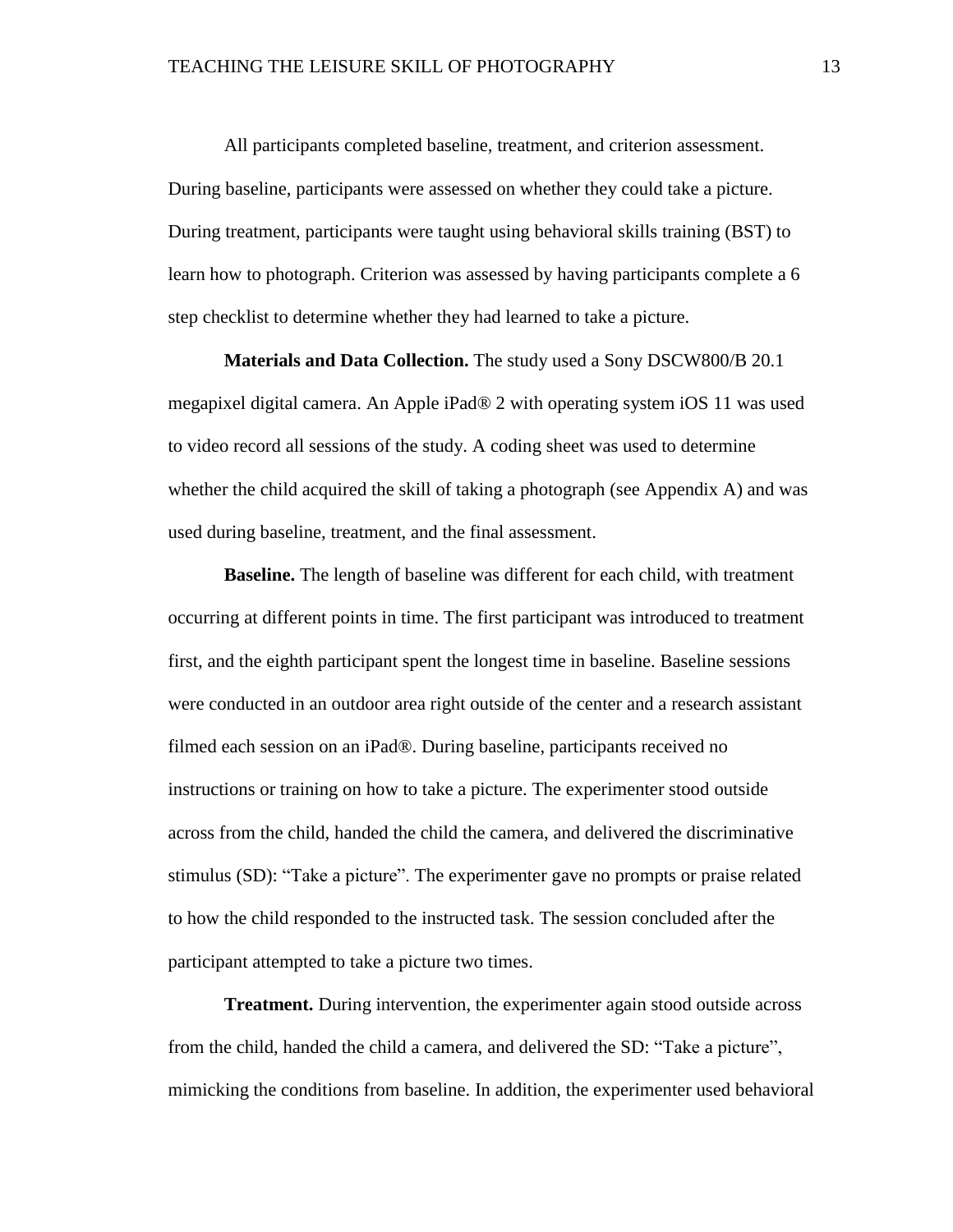All participants completed baseline, treatment, and criterion assessment. During baseline, participants were assessed on whether they could take a picture. During treatment, participants were taught using behavioral skills training (BST) to learn how to photograph. Criterion was assessed by having participants complete a 6 step checklist to determine whether they had learned to take a picture.

**Materials and Data Collection.** The study used a Sony DSCW800/B 20.1 megapixel digital camera. An Apple iPad® 2 with operating system iOS 11 was used to video record all sessions of the study. A coding sheet was used to determine whether the child acquired the skill of taking a photograph (see Appendix A) and was used during baseline, treatment, and the final assessment.

**Baseline.** The length of baseline was different for each child, with treatment occurring at different points in time. The first participant was introduced to treatment first, and the eighth participant spent the longest time in baseline. Baseline sessions were conducted in an outdoor area right outside of the center and a research assistant filmed each session on an iPad®. During baseline, participants received no instructions or training on how to take a picture. The experimenter stood outside across from the child, handed the child the camera, and delivered the discriminative stimulus (SD): "Take a picture". The experimenter gave no prompts or praise related to how the child responded to the instructed task. The session concluded after the participant attempted to take a picture two times.

**Treatment.** During intervention, the experimenter again stood outside across from the child, handed the child a camera, and delivered the SD: "Take a picture", mimicking the conditions from baseline. In addition, the experimenter used behavioral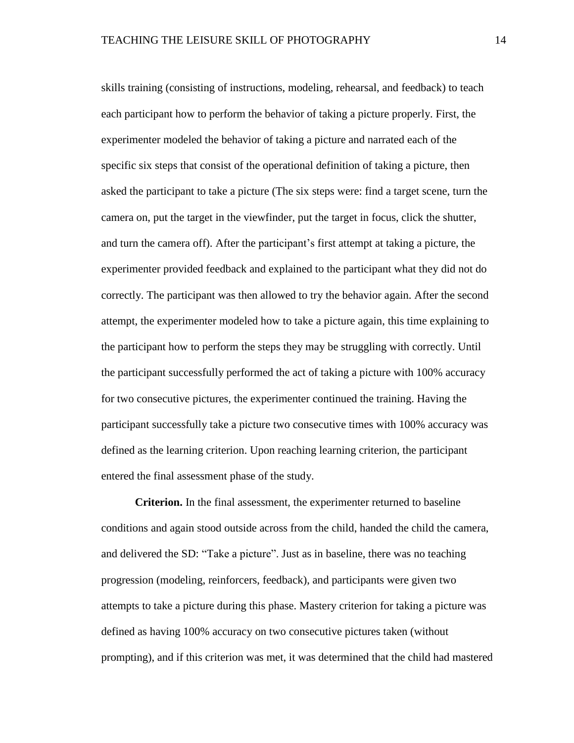skills training (consisting of instructions, modeling, rehearsal, and feedback) to teach each participant how to perform the behavior of taking a picture properly. First, the experimenter modeled the behavior of taking a picture and narrated each of the specific six steps that consist of the operational definition of taking a picture, then asked the participant to take a picture (The six steps were: find a target scene, turn the camera on, put the target in the viewfinder, put the target in focus, click the shutter, and turn the camera off). After the participant's first attempt at taking a picture, the experimenter provided feedback and explained to the participant what they did not do correctly. The participant was then allowed to try the behavior again. After the second attempt, the experimenter modeled how to take a picture again, this time explaining to the participant how to perform the steps they may be struggling with correctly. Until the participant successfully performed the act of taking a picture with 100% accuracy for two consecutive pictures, the experimenter continued the training. Having the participant successfully take a picture two consecutive times with 100% accuracy was defined as the learning criterion. Upon reaching learning criterion, the participant entered the final assessment phase of the study.

**Criterion.** In the final assessment, the experimenter returned to baseline conditions and again stood outside across from the child, handed the child the camera, and delivered the SD: "Take a picture". Just as in baseline, there was no teaching progression (modeling, reinforcers, feedback), and participants were given two attempts to take a picture during this phase. Mastery criterion for taking a picture was defined as having 100% accuracy on two consecutive pictures taken (without prompting), and if this criterion was met, it was determined that the child had mastered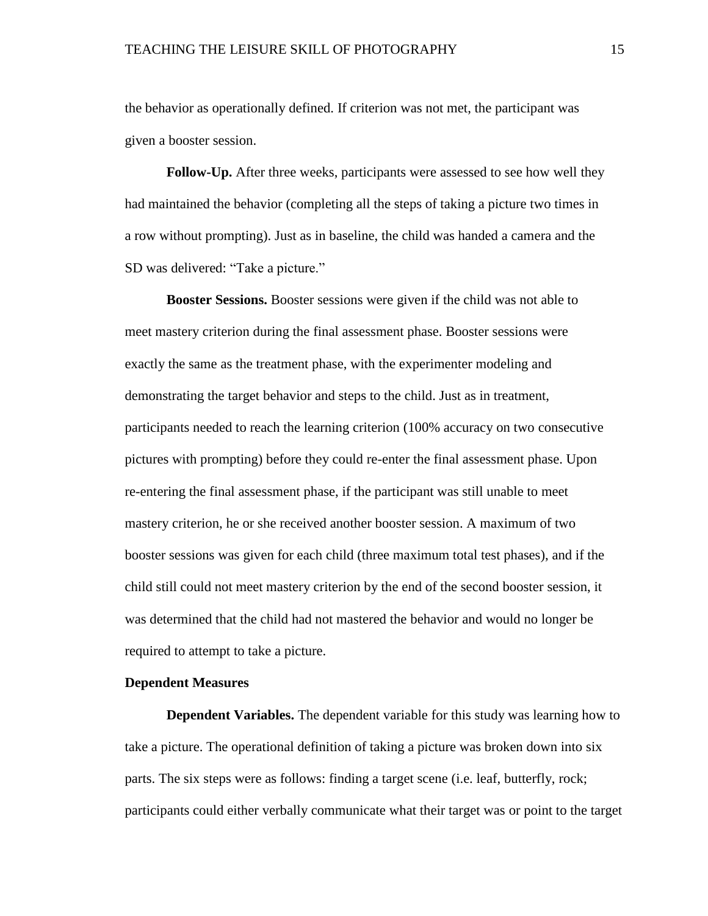the behavior as operationally defined. If criterion was not met, the participant was given a booster session.

**Follow-Up.** After three weeks, participants were assessed to see how well they had maintained the behavior (completing all the steps of taking a picture two times in a row without prompting). Just as in baseline, the child was handed a camera and the SD was delivered: "Take a picture."

**Booster Sessions.** Booster sessions were given if the child was not able to meet mastery criterion during the final assessment phase. Booster sessions were exactly the same as the treatment phase, with the experimenter modeling and demonstrating the target behavior and steps to the child. Just as in treatment, participants needed to reach the learning criterion (100% accuracy on two consecutive pictures with prompting) before they could re-enter the final assessment phase. Upon re-entering the final assessment phase, if the participant was still unable to meet mastery criterion, he or she received another booster session. A maximum of two booster sessions was given for each child (three maximum total test phases), and if the child still could not meet mastery criterion by the end of the second booster session, it was determined that the child had not mastered the behavior and would no longer be required to attempt to take a picture.

### Dependent Measures

**Dependent Variables.** The dependent variable for this study was learning how to take a picture. The operational definition of taking a picture was broken down into six parts. The six steps were as follows: finding a target scene (i.e. leaf, butterfly, rock; participants could either verbally communicate what their target was or point to the target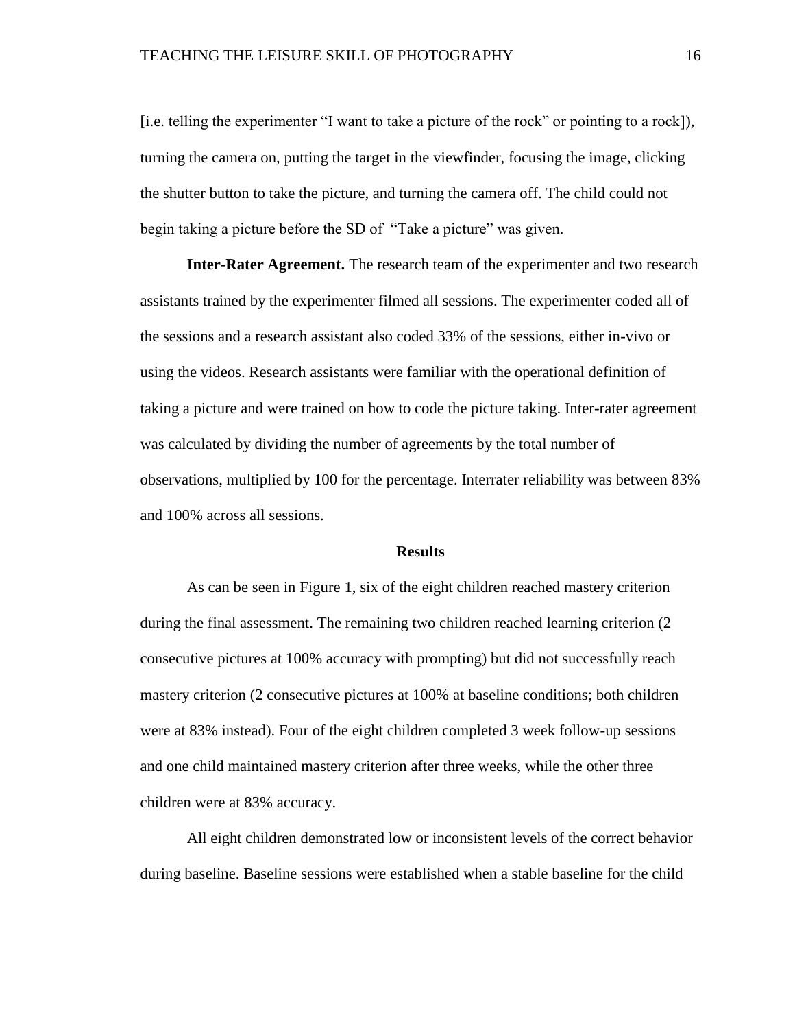[i.e. telling the experimenter "I want to take a picture of the rock" or pointing to a rock]), turning the camera on, putting the target in the viewfinder, focusing the image, clicking the shutter button to take the picture, and turning the camera off. The child could not begin taking a picture before the SD of "Take a picture" was given.

**Inter-Rater Agreement.** The research team of the experimenter and two research assistants trained by the experimenter filmed all sessions. The experimenter coded all of the sessions and a research assistant also coded 33% of the sessions, either in-vivo or using the videos. Research assistants were familiar with the operational definition of taking a picture and were trained on how to code the picture taking. Inter-rater agreement was calculated by dividing the number of agreements by the total number of observations, multiplied by 100 for the percentage. Interrater reliability was between 83% and 100% across all sessions.

## Results

As can be seen in Figure 1, six of the eight children reached mastery criterion during the final assessment. The remaining two children reached learning criterion (2 consecutive pictures at 100% accuracy with prompting) but did not successfully reach mastery criterion (2 consecutive pictures at 100% at baseline conditions; both children were at 83% instead). Four of the eight children completed 3 week follow-up sessions and one child maintained mastery criterion after three weeks, while the other three children were at 83% accuracy.

All eight children demonstrated low or inconsistent levels of the correct behavior during baseline. Baseline sessions were established when a stable baseline for the child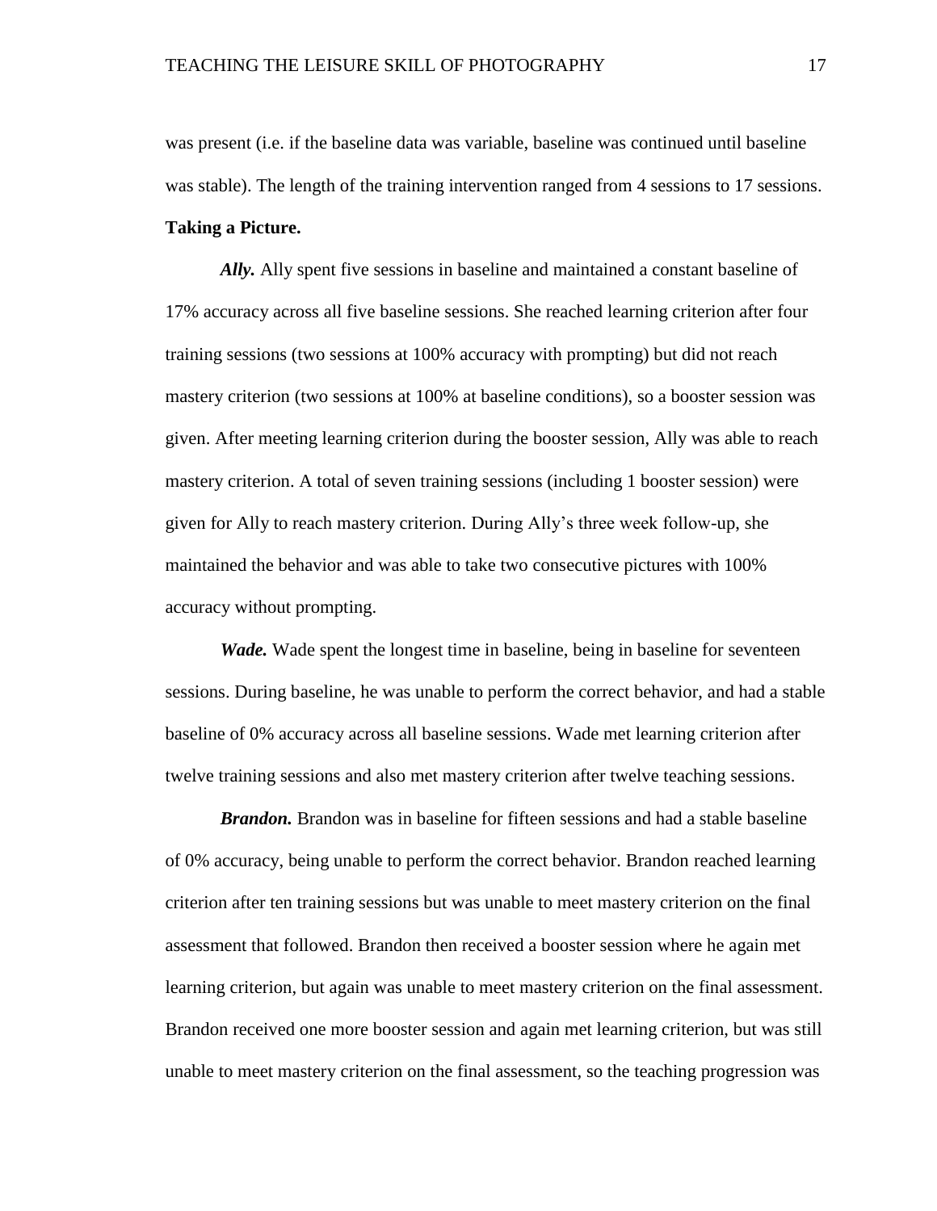was present (i.e. if the baseline data was variable, baseline was continued until baseline was stable). The length of the training intervention ranged from 4 sessions to 17 sessions.

**Taking a Picture.**

***Ally.*** Ally spent five sessions in baseline and maintained a constant baseline of 17% accuracy across all five baseline sessions. She reached learning criterion after four training sessions (two sessions at 100% accuracy with prompting) but did not reach mastery criterion (two sessions at 100% at baseline conditions), so a booster session was given. After meeting learning criterion during the booster session, Ally was able to reach mastery criterion. A total of seven training sessions (including 1 booster session) were given for Ally to reach mastery criterion. During Ally's three week follow-up, she maintained the behavior and was able to take two consecutive pictures with 100% accuracy without prompting.

***Wade.*** Wade spent the longest time in baseline, being in baseline for seventeen sessions. During baseline, he was unable to perform the correct behavior, and had a stable baseline of 0% accuracy across all baseline sessions. Wade met learning criterion after twelve training sessions and also met mastery criterion after twelve teaching sessions.

***Brandon.*** Brandon was in baseline for fifteen sessions and had a stable baseline of 0% accuracy, being unable to perform the correct behavior. Brandon reached learning criterion after ten training sessions but was unable to meet mastery criterion on the final assessment that followed. Brandon then received a booster session where he again met learning criterion, but again was unable to meet mastery criterion on the final assessment. Brandon received one more booster session and again met learning criterion, but was still unable to meet mastery criterion on the final assessment, so the teaching progression was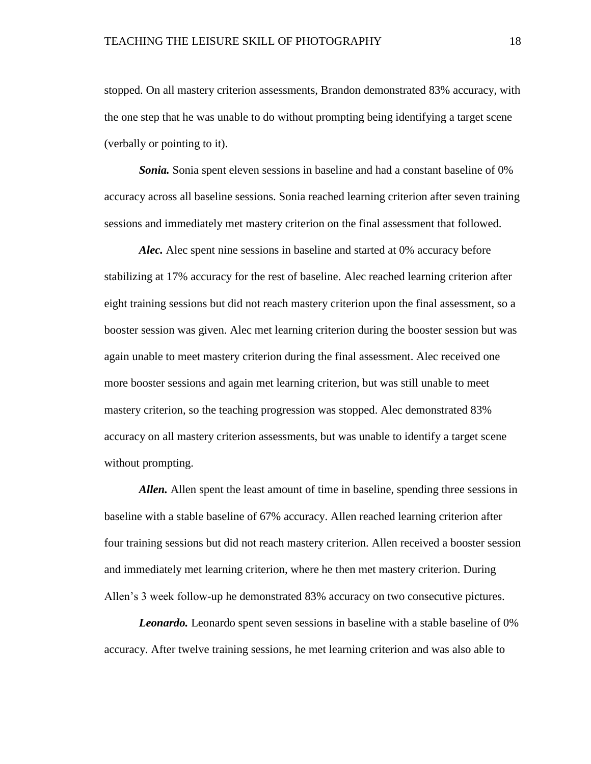stopped. On all mastery criterion assessments, Brandon demonstrated 83% accuracy, with the one step that he was unable to do without prompting being identifying a target scene (verbally or pointing to it).

***Sonia.*** Sonia spent eleven sessions in baseline and had a constant baseline of 0% accuracy across all baseline sessions. Sonia reached learning criterion after seven training sessions and immediately met mastery criterion on the final assessment that followed.

***Alec.*** Alec spent nine sessions in baseline and started at 0% accuracy before stabilizing at 17% accuracy for the rest of baseline. Alec reached learning criterion after eight training sessions but did not reach mastery criterion upon the final assessment, so a booster session was given. Alec met learning criterion during the booster session but was again unable to meet mastery criterion during the final assessment. Alec received one more booster sessions and again met learning criterion, but was still unable to meet mastery criterion, so the teaching progression was stopped. Alec demonstrated 83% accuracy on all mastery criterion assessments, but was unable to identify a target scene without prompting.

***Allen.*** Allen spent the least amount of time in baseline, spending three sessions in baseline with a stable baseline of 67% accuracy. Allen reached learning criterion after four training sessions but did not reach mastery criterion. Allen received a booster session and immediately met learning criterion, where he then met mastery criterion. During Allen's 3 week follow-up he demonstrated 83% accuracy on two consecutive pictures.

***Leonardo.*** Leonardo spent seven sessions in baseline with a stable baseline of 0% accuracy. After twelve training sessions, he met learning criterion and was also able to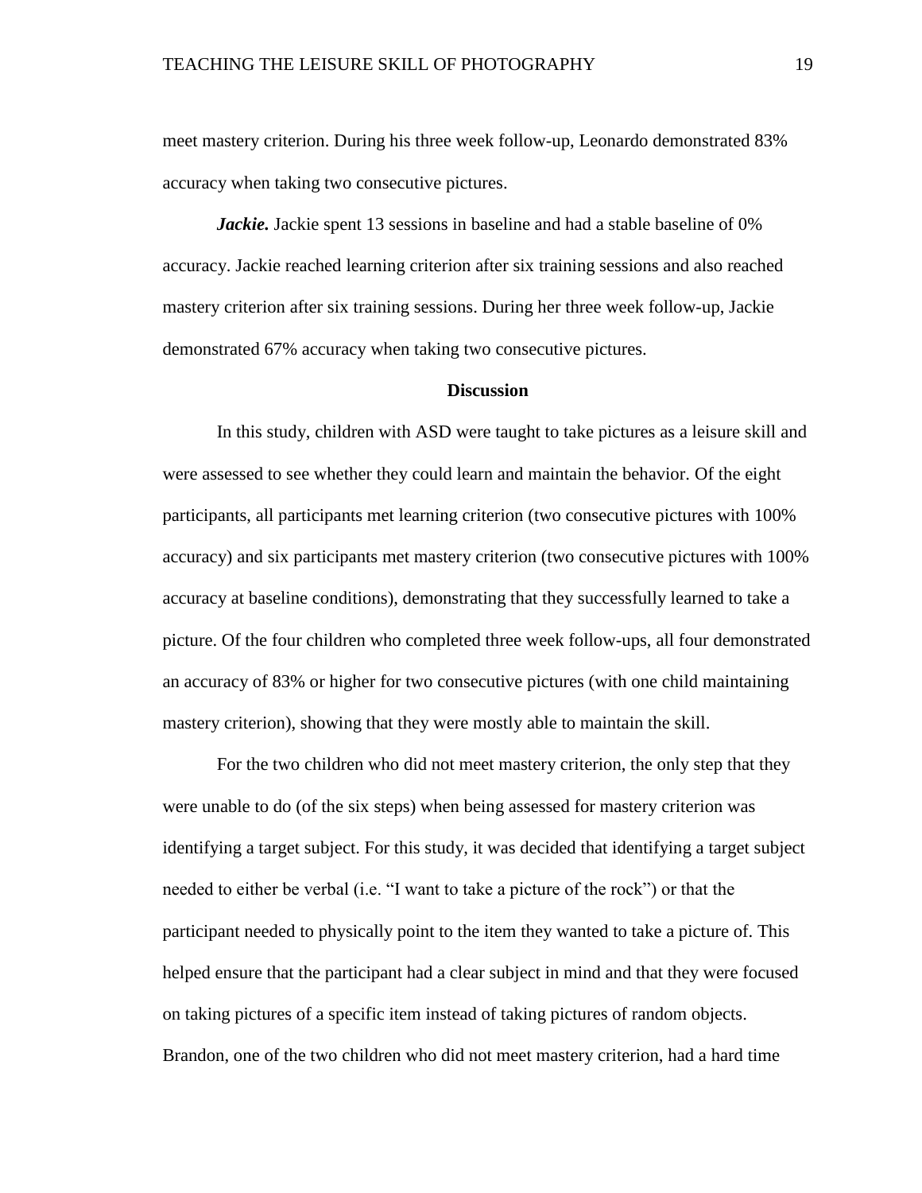meet mastery criterion. During his three week follow-up, Leonardo demonstrated 83% accuracy when taking two consecutive pictures.

***Jackie.*** Jackie spent 13 sessions in baseline and had a stable baseline of 0% accuracy. Jackie reached learning criterion after six training sessions and also reached mastery criterion after six training sessions. During her three week follow-up, Jackie demonstrated 67% accuracy when taking two consecutive pictures.

## Discussion

In this study, children with ASD were taught to take pictures as a leisure skill and were assessed to see whether they could learn and maintain the behavior. Of the eight participants, all participants met learning criterion (two consecutive pictures with 100% accuracy) and six participants met mastery criterion (two consecutive pictures with 100% accuracy at baseline conditions), demonstrating that they successfully learned to take a picture. Of the four children who completed three week follow-ups, all four demonstrated an accuracy of 83% or higher for two consecutive pictures (with one child maintaining mastery criterion), showing that they were mostly able to maintain the skill.

For the two children who did not meet mastery criterion, the only step that they were unable to do (of the six steps) when being assessed for mastery criterion was identifying a target subject. For this study, it was decided that identifying a target subject needed to either be verbal (i.e. "I want to take a picture of the rock") or that the participant needed to physically point to the item they wanted to take a picture of. This helped ensure that the participant had a clear subject in mind and that they were focused on taking pictures of a specific item instead of taking pictures of random objects. Brandon, one of the two children who did not meet mastery criterion, had a hard time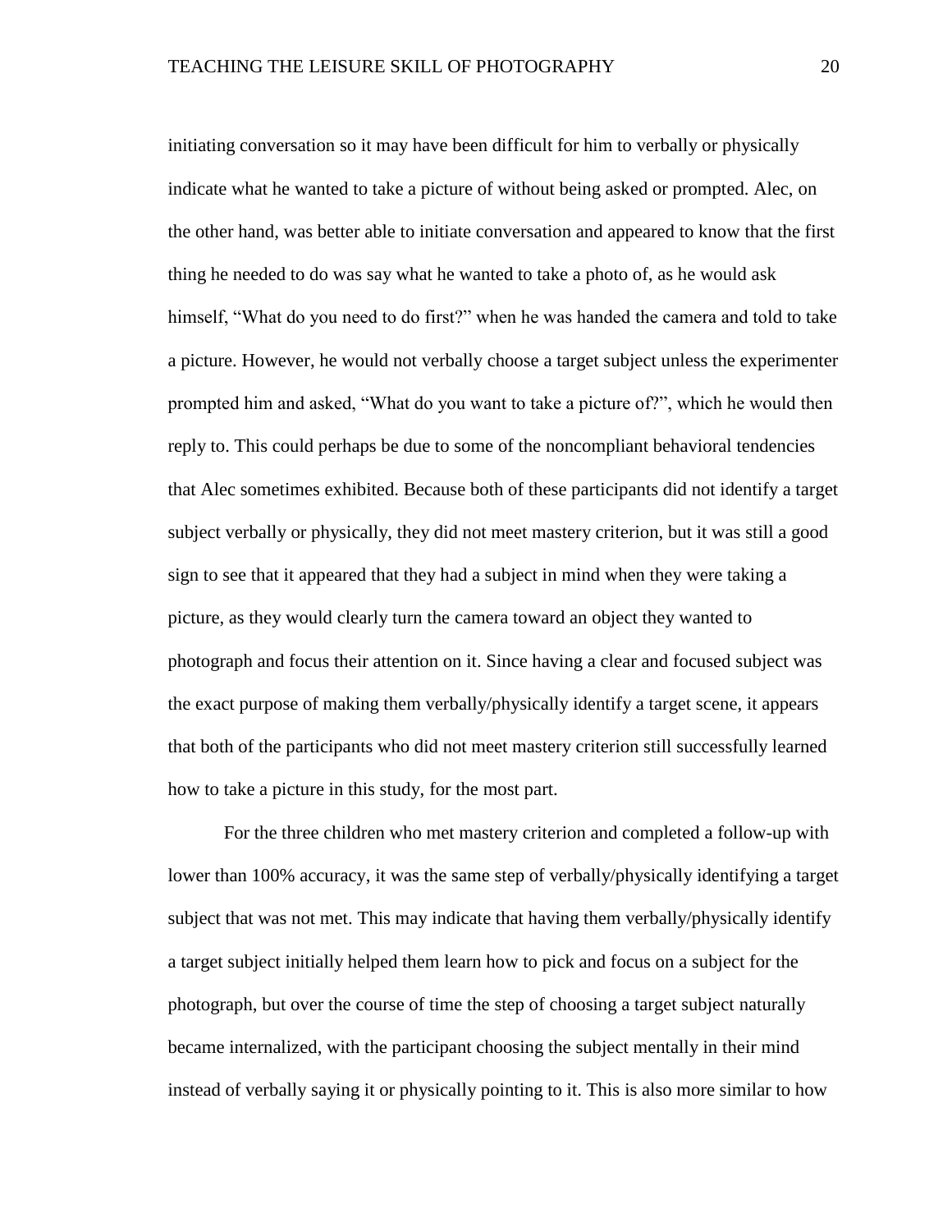initiating conversation so it may have been difficult for him to verbally or physically indicate what he wanted to take a picture of without being asked or prompted. Alec, on the other hand, was better able to initiate conversation and appeared to know that the first thing he needed to do was say what he wanted to take a photo of, as he would ask himself, "What do you need to do first?" when he was handed the camera and told to take a picture. However, he would not verbally choose a target subject unless the experimenter prompted him and asked, "What do you want to take a picture of?", which he would then reply to. This could perhaps be due to some of the noncompliant behavioral tendencies that Alec sometimes exhibited. Because both of these participants did not identify a target subject verbally or physically, they did not meet mastery criterion, but it was still a good sign to see that it appeared that they had a subject in mind when they were taking a picture, as they would clearly turn the camera toward an object they wanted to photograph and focus their attention on it. Since having a clear and focused subject was the exact purpose of making them verbally/physically identify a target scene, it appears that both of the participants who did not meet mastery criterion still successfully learned how to take a picture in this study, for the most part.

For the three children who met mastery criterion and completed a follow-up with lower than 100% accuracy, it was the same step of verbally/physically identifying a target subject that was not met. This may indicate that having them verbally/physically identify a target subject initially helped them learn how to pick and focus on a subject for the photograph, but over the course of time the step of choosing a target subject naturally became internalized, with the participant choosing the subject mentally in their mind instead of verbally saying it or physically pointing to it. This is also more similar to how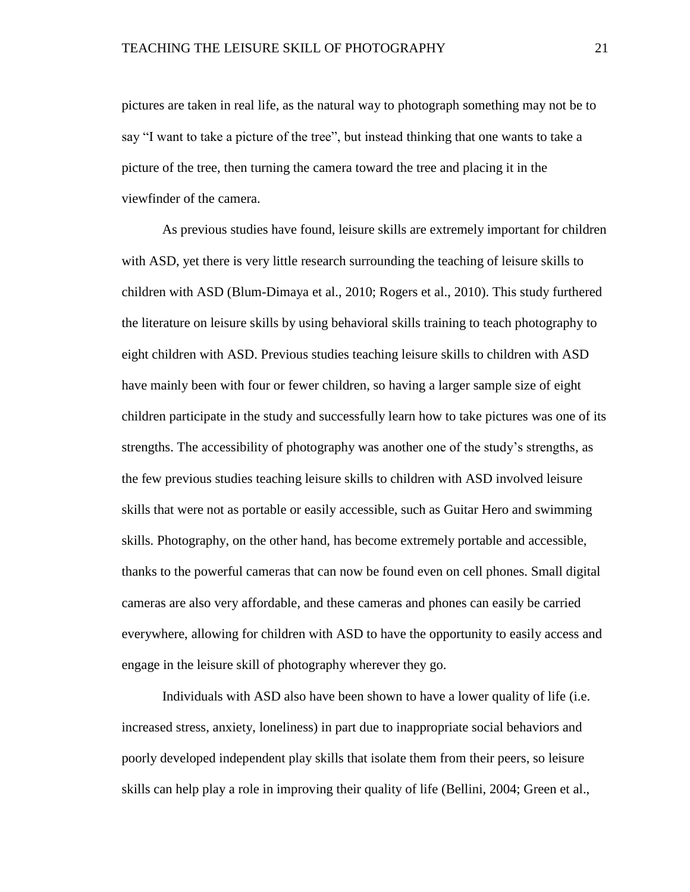pictures are taken in real life, as the natural way to photograph something may not be to say "I want to take a picture of the tree", but instead thinking that one wants to take a picture of the tree, then turning the camera toward the tree and placing it in the viewfinder of the camera.

As previous studies have found, leisure skills are extremely important for children with ASD, yet there is very little research surrounding the teaching of leisure skills to children with ASD (Blum-Dimaya et al., 2010; Rogers et al., 2010). This study furthered the literature on leisure skills by using behavioral skills training to teach photography to eight children with ASD. Previous studies teaching leisure skills to children with ASD have mainly been with four or fewer children, so having a larger sample size of eight children participate in the study and successfully learn how to take pictures was one of its strengths. The accessibility of photography was another one of the study's strengths, as the few previous studies teaching leisure skills to children with ASD involved leisure skills that were not as portable or easily accessible, such as Guitar Hero and swimming skills. Photography, on the other hand, has become extremely portable and accessible, thanks to the powerful cameras that can now be found even on cell phones. Small digital cameras are also very affordable, and these cameras and phones can easily be carried everywhere, allowing for children with ASD to have the opportunity to easily access and engage in the leisure skill of photography wherever they go.

Individuals with ASD also have been shown to have a lower quality of life (i.e. increased stress, anxiety, loneliness) in part due to inappropriate social behaviors and poorly developed independent play skills that isolate them from their peers, so leisure skills can help play a role in improving their quality of life (Bellini, 2004; Green et al.,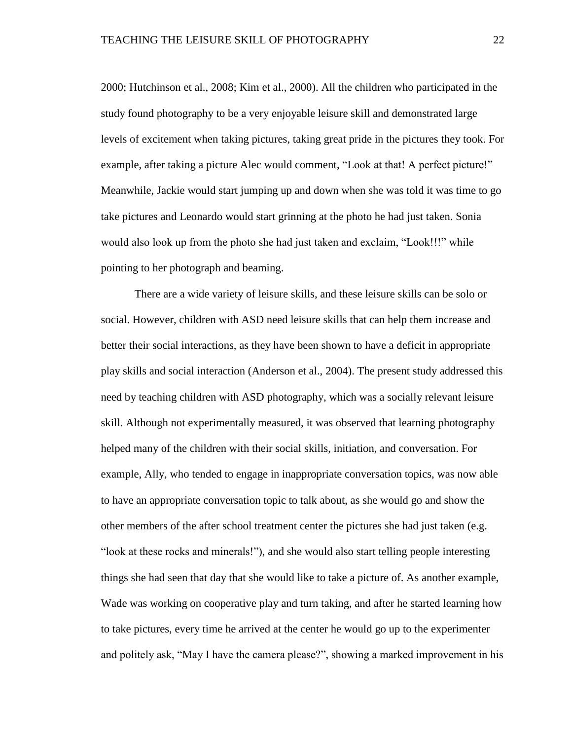2000; Hutchinson et al., 2008; Kim et al., 2000). All the children who participated in the study found photography to be a very enjoyable leisure skill and demonstrated large levels of excitement when taking pictures, taking great pride in the pictures they took. For example, after taking a picture Alec would comment, "Look at that! A perfect picture!" Meanwhile, Jackie would start jumping up and down when she was told it was time to go take pictures and Leonardo would start grinning at the photo he had just taken. Sonia would also look up from the photo she had just taken and exclaim, "Look!!!" while pointing to her photograph and beaming.

There are a wide variety of leisure skills, and these leisure skills can be solo or social. However, children with ASD need leisure skills that can help them increase and better their social interactions, as they have been shown to have a deficit in appropriate play skills and social interaction (Anderson et al., 2004). The present study addressed this need by teaching children with ASD photography, which was a socially relevant leisure skill. Although not experimentally measured, it was observed that learning photography helped many of the children with their social skills, initiation, and conversation. For example, Ally, who tended to engage in inappropriate conversation topics, was now able to have an appropriate conversation topic to talk about, as she would go and show the other members of the after school treatment center the pictures she had just taken (e.g. "look at these rocks and minerals!"), and she would also start telling people interesting things she had seen that day that she would like to take a picture of. As another example, Wade was working on cooperative play and turn taking, and after he started learning how to take pictures, every time he arrived at the center he would go up to the experimenter and politely ask, "May I have the camera please?", showing a marked improvement in his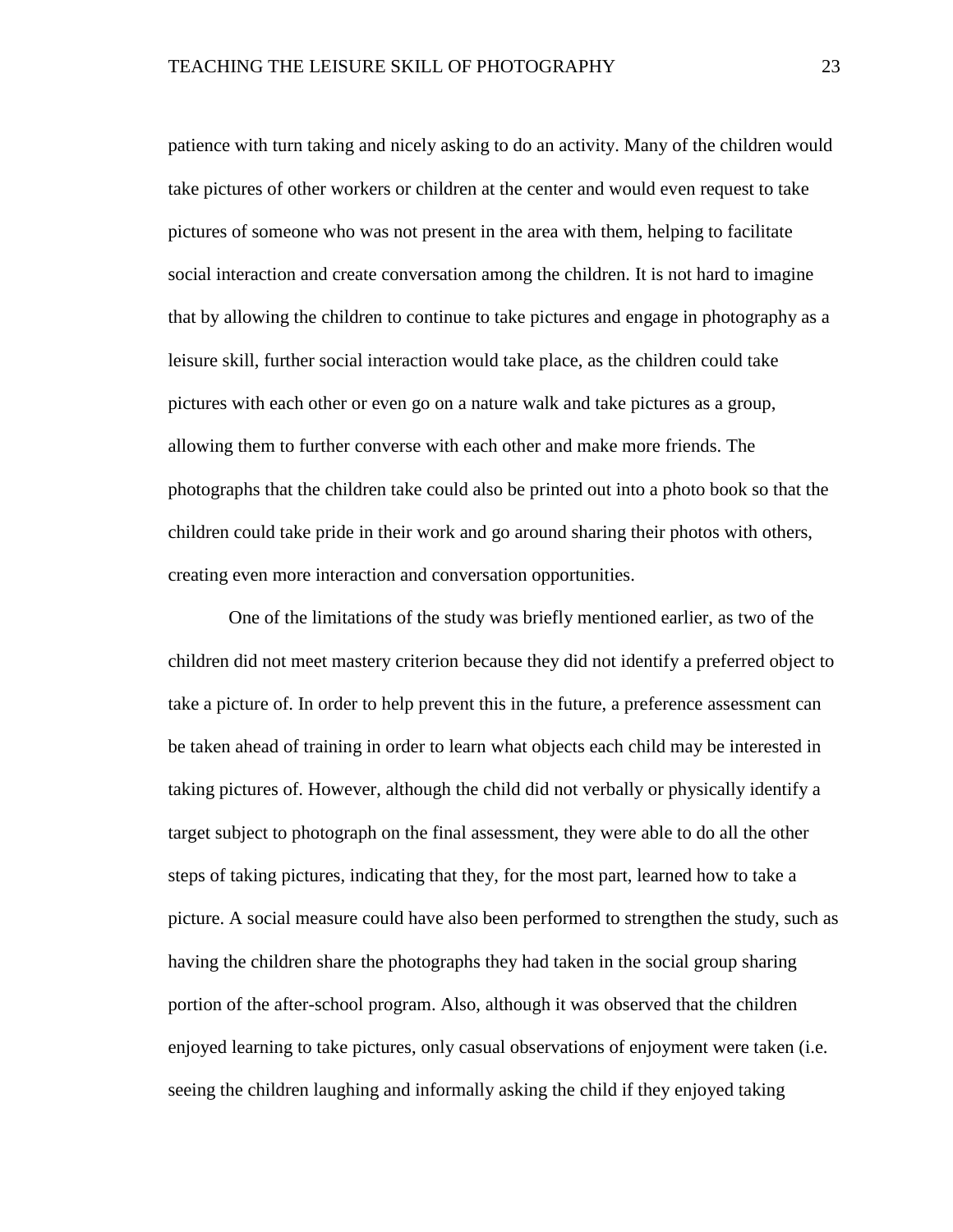patience with turn taking and nicely asking to do an activity. Many of the children would take pictures of other workers or children at the center and would even request to take pictures of someone who was not present in the area with them, helping to facilitate social interaction and create conversation among the children. It is not hard to imagine that by allowing the children to continue to take pictures and engage in photography as a leisure skill, further social interaction would take place, as the children could take pictures with each other or even go on a nature walk and take pictures as a group, allowing them to further converse with each other and make more friends. The photographs that the children take could also be printed out into a photo book so that the children could take pride in their work and go around sharing their photos with others, creating even more interaction and conversation opportunities.

One of the limitations of the study was briefly mentioned earlier, as two of the children did not meet mastery criterion because they did not identify a preferred object to take a picture of. In order to help prevent this in the future, a preference assessment can be taken ahead of training in order to learn what objects each child may be interested in taking pictures of. However, although the child did not verbally or physically identify a target subject to photograph on the final assessment, they were able to do all the other steps of taking pictures, indicating that they, for the most part, learned how to take a picture. A social measure could have also been performed to strengthen the study, such as having the children share the photographs they had taken in the social group sharing portion of the after-school program. Also, although it was observed that the children enjoyed learning to take pictures, only casual observations of enjoyment were taken (i.e. seeing the children laughing and informally asking the child if they enjoyed taking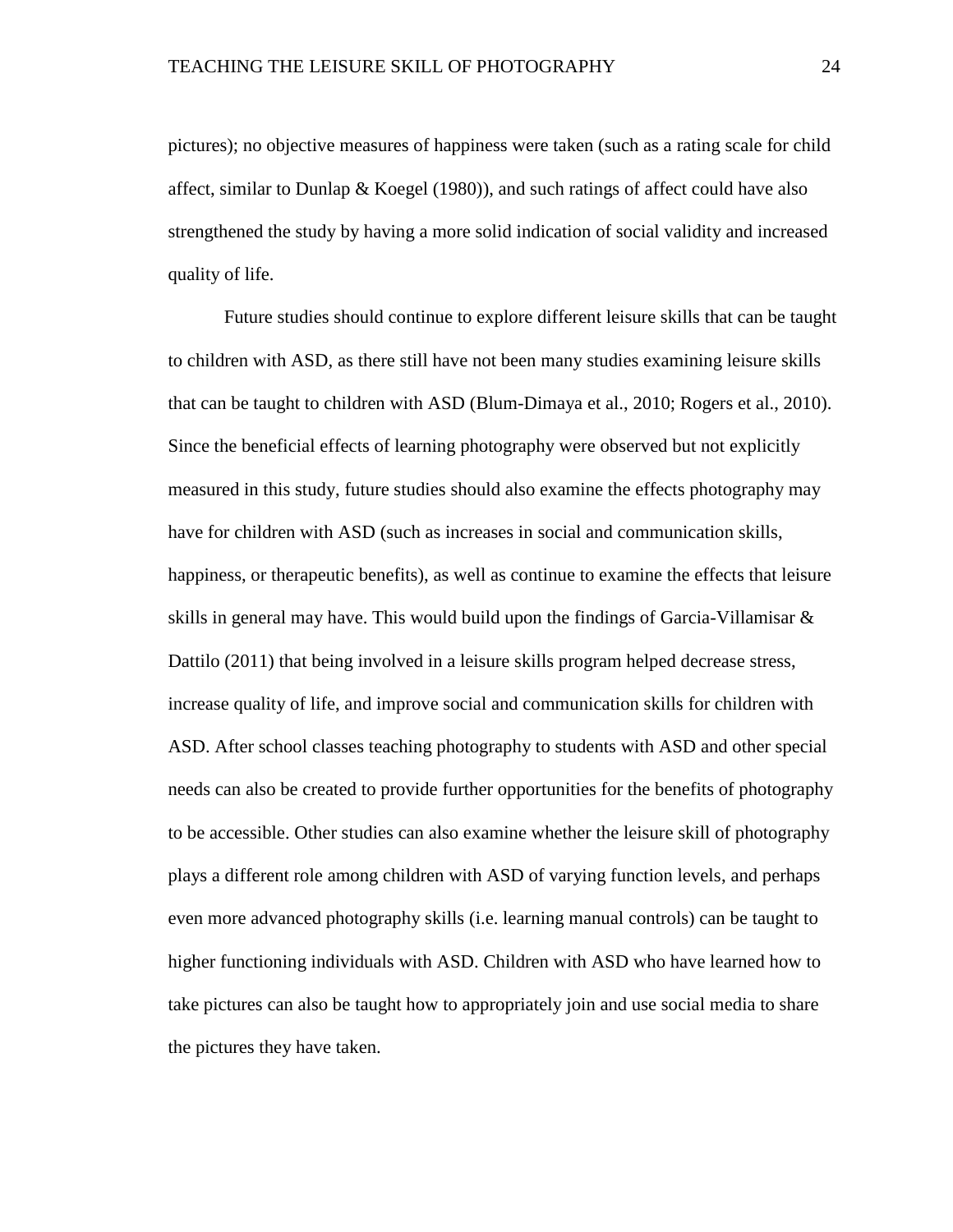pictures); no objective measures of happiness were taken (such as a rating scale for child affect, similar to Dunlap & Koegel (1980)), and such ratings of affect could have also strengthened the study by having a more solid indication of social validity and increased quality of life.

Future studies should continue to explore different leisure skills that can be taught to children with ASD, as there still have not been many studies examining leisure skills that can be taught to children with ASD (Blum-Dimaya et al., 2010; Rogers et al., 2010). Since the beneficial effects of learning photography were observed but not explicitly measured in this study, future studies should also examine the effects photography may have for children with ASD (such as increases in social and communication skills, happiness, or therapeutic benefits), as well as continue to examine the effects that leisure skills in general may have. This would build upon the findings of Garcia-Villamisar & Dattilo (2011) that being involved in a leisure skills program helped decrease stress, increase quality of life, and improve social and communication skills for children with ASD. After school classes teaching photography to students with ASD and other special needs can also be created to provide further opportunities for the benefits of photography to be accessible. Other studies can also examine whether the leisure skill of photography plays a different role among children with ASD of varying function levels, and perhaps even more advanced photography skills (i.e. learning manual controls) can be taught to higher functioning individuals with ASD. Children with ASD who have learned how to take pictures can also be taught how to appropriately join and use social media to share the pictures they have taken.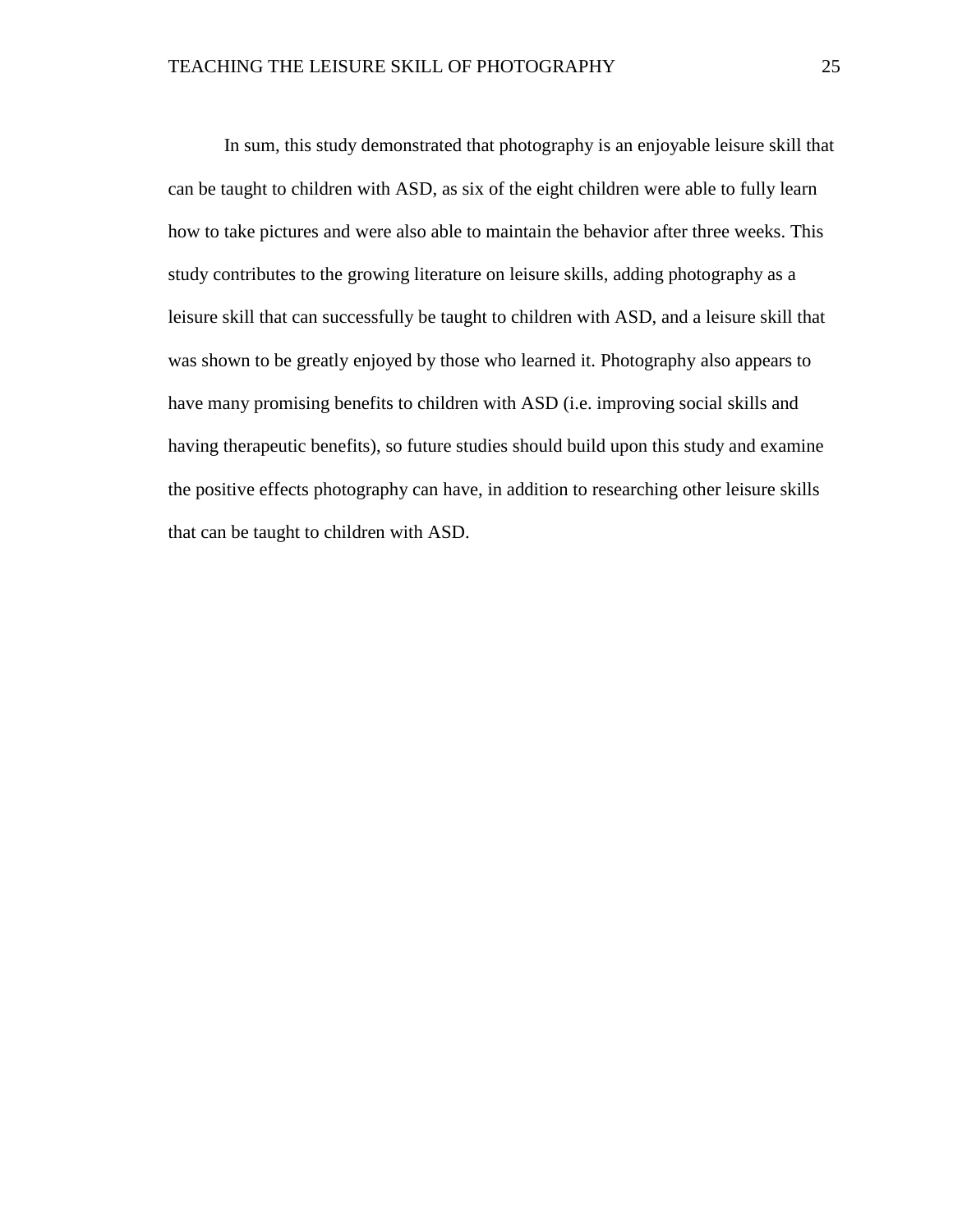In sum, this study demonstrated that photography is an enjoyable leisure skill that can be taught to children with ASD, as six of the eight children were able to fully learn how to take pictures and were also able to maintain the behavior after three weeks. This study contributes to the growing literature on leisure skills, adding photography as a leisure skill that can successfully be taught to children with ASD, and a leisure skill that was shown to be greatly enjoyed by those who learned it. Photography also appears to have many promising benefits to children with ASD (i.e. improving social skills and having therapeutic benefits), so future studies should build upon this study and examine the positive effects photography can have, in addition to researching other leisure skills that can be taught to children with ASD.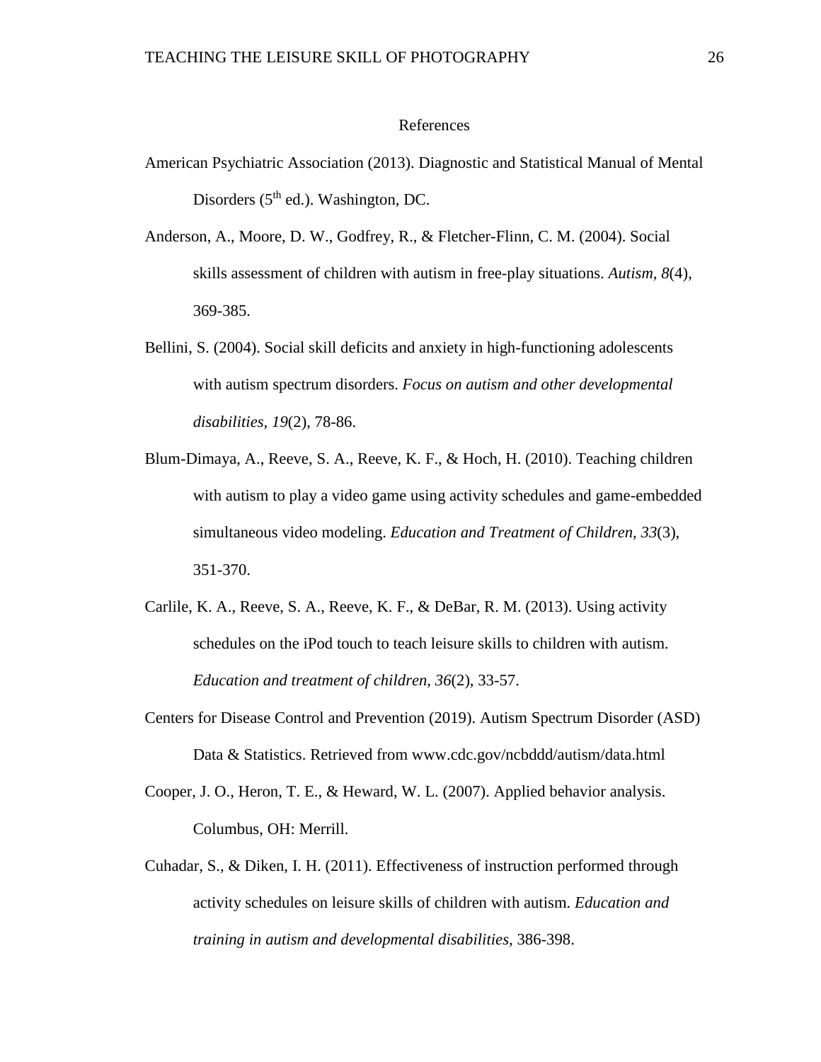# References

American Psychiatric Association (2013). Diagnostic and Statistical Manual of Mental Disorders ($5^{th}$ ed.). Washington, DC.

Anderson, A., Moore, D. W., Godfrey, R., & Fletcher-Flinn, C. M. (2004). Social skills assessment of children with autism in free-play situations. *Autism, 8*(4), 369-385.

Bellini, S. (2004). Social skill deficits and anxiety in high-functioning adolescents with autism spectrum disorders. *Focus on autism and other developmental disabilities, 19*(2), 78-86.

Blum-Dimaya, A., Reeve, S. A., Reeve, K. F., & Hoch, H. (2010). Teaching children with autism to play a video game using activity schedules and game-embedded simultaneous video modeling. *Education and Treatment of Children, 33*(3), 351-370.

Carlile, K. A., Reeve, S. A., Reeve, K. F., & DeBar, R. M. (2013). Using activity schedules on the iPod touch to teach leisure skills to children with autism. *Education and treatment of children, 36*(2), 33-57.

Centers for Disease Control and Prevention (2019). Autism Spectrum Disorder (ASD) Data & Statistics. Retrieved from www.cdc.gov/ncbddd/autism/data.html

Cooper, J. O., Heron, T. E., & Heward, W. L. (2007). Applied behavior analysis. Columbus, OH: Merrill.

Cuhadar, S., & Diken, I. H. (2011). Effectiveness of instruction performed through activity schedules on leisure skills of children with autism. *Education and training in autism and developmental disabilities,* 386-398.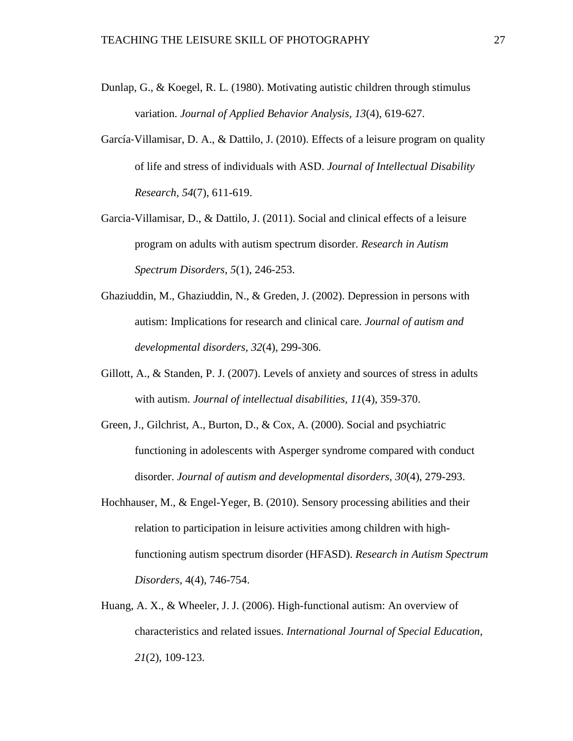Dunlap, G., & Koegel, R. L. (1980). Motivating autistic children through stimulus variation. *Journal of Applied Behavior Analysis, 13*(4), 619-627.

García-Villamisar, D. A., & Dattilo, J. (2010). Effects of a leisure program on quality of life and stress of individuals with ASD. *Journal of Intellectual Disability Research, 54*(7), 611-619.

Garcia-Villamisar, D., & Dattilo, J. (2011). Social and clinical effects of a leisure program on adults with autism spectrum disorder. *Research in Autism Spectrum Disorders, 5*(1), 246-253.

Ghaziuddin, M., Ghaziuddin, N., & Greden, J. (2002). Depression in persons with autism: Implications for research and clinical care. *Journal of autism and developmental disorders, 32*(4), 299-306.

Gillott, A., & Standen, P. J. (2007). Levels of anxiety and sources of stress in adults with autism. *Journal of intellectual disabilities, 11*(4), 359-370.

Green, J., Gilchrist, A., Burton, D., & Cox, A. (2000). Social and psychiatric functioning in adolescents with Asperger syndrome compared with conduct disorder. *Journal of autism and developmental disorders, 30*(4), 279-293.

Hochhauser, M., & Engel-Yeger, B. (2010). Sensory processing abilities and their relation to participation in leisure activities among children with high-functioning autism spectrum disorder (HFASD). *Research in Autism Spectrum Disorders*, 4(4), 746-754.

Huang, A. X., & Wheeler, J. J. (2006). High-functional autism: An overview of characteristics and related issues. *International Journal of Special Education, 21*(2), 109-123.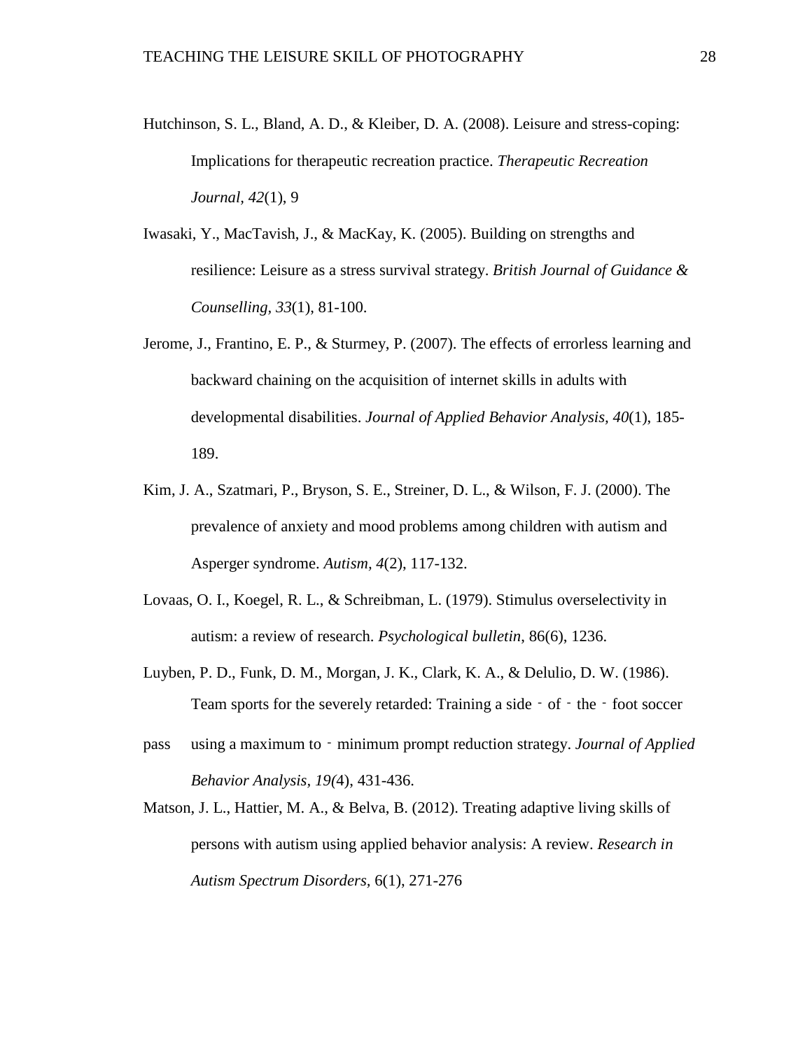Hutchinson, S. L., Bland, A. D., & Kleiber, D. A. (2008). Leisure and stress-coping: Implications for therapeutic recreation practice. *Therapeutic Recreation Journal*, *42*(1), 9

Iwasaki, Y., MacTavish, J., & MacKay, K. (2005). Building on strengths and resilience: Leisure as a stress survival strategy. *British Journal of Guidance & Counselling*, *33*(1), 81-100.

Jerome, J., Frantino, E. P., & Sturmey, P. (2007). The effects of errorless learning and backward chaining on the acquisition of internet skills in adults with developmental disabilities. *Journal of Applied Behavior Analysis, 40*(1), 185-189.

Kim, J. A., Szatmari, P., Bryson, S. E., Streiner, D. L., & Wilson, F. J. (2000). The prevalence of anxiety and mood problems among children with autism and Asperger syndrome. *Autism, 4*(2), 117-132.

Lovaas, O. I., Koegel, R. L., & Schreibman, L. (1979). Stimulus overselectivity in autism: a review of research. *Psychological bulletin*, 86(6), 1236.

Luyben, P. D., Funk, D. M., Morgan, J. K., Clark, K. A., & Delulio, D. W. (1986). Team sports for the severely retarded: Training a side‐of‐the‐foot soccer pass using a maximum to‐minimum prompt reduction strategy. *Journal of Applied Behavior Analysis, 19(*4), 431-436.

Matson, J. L., Hattier, M. A., & Belva, B. (2012). Treating adaptive living skills of persons with autism using applied behavior analysis: A review. *Research in Autism Spectrum Disorders,* 6(1), 271-276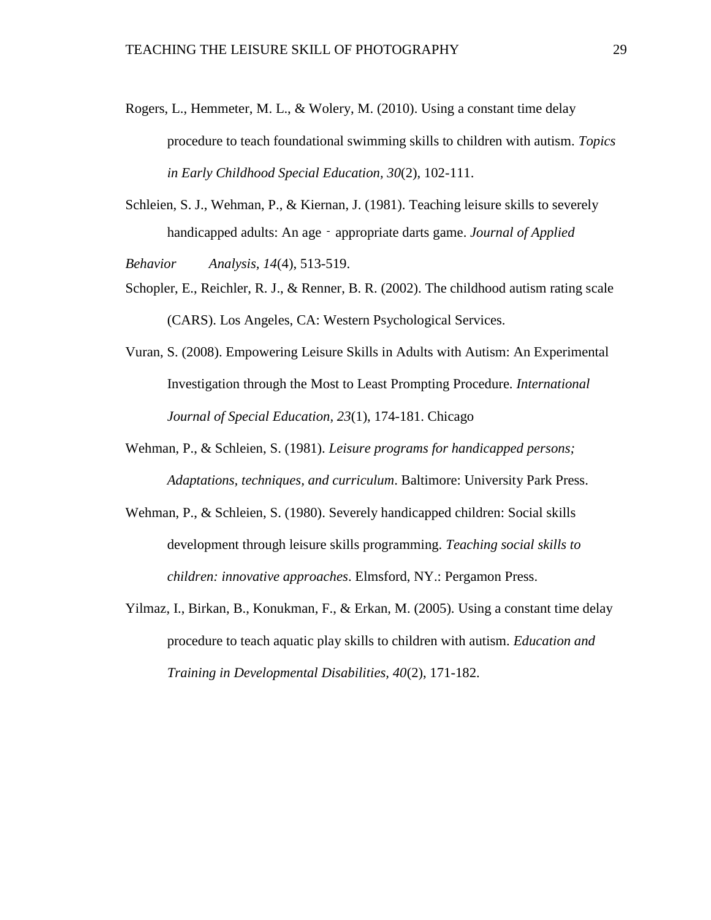Rogers, L., Hemmeter, M. L., & Wolery, M. (2010). Using a constant time delay procedure to teach foundational swimming skills to children with autism. *Topics in Early Childhood Special Education, 30*(2), 102-111.

Schleien, S. J., Wehman, P., & Kiernan, J. (1981). Teaching leisure skills to severely handicapped adults: An age‐appropriate darts game. *Journal of Applied Behavior Analysis, 14*(4), 513-519.

Schopler, E., Reichler, R. J., & Renner, B. R. (2002). The childhood autism rating scale (CARS). Los Angeles, CA: Western Psychological Services.

Vuran, S. (2008). Empowering Leisure Skills in Adults with Autism: An Experimental Investigation through the Most to Least Prompting Procedure. *International Journal of Special Education, 23*(1), 174-181. Chicago

Wehman, P., & Schleien, S. (1981). *Leisure programs for handicapped persons; Adaptations, techniques, and curriculum*. Baltimore: University Park Press.

Wehman, P., & Schleien, S. (1980). Severely handicapped children: Social skills development through leisure skills programming. *Teaching social skills to children: innovative approaches*. Elmsford, NY.: Pergamon Press.

Yilmaz, I., Birkan, B., Konukman, F., & Erkan, M. (2005). Using a constant time delay procedure to teach aquatic play skills to children with autism. *Education and Training in Developmental Disabilities, 40*(2), 171-182.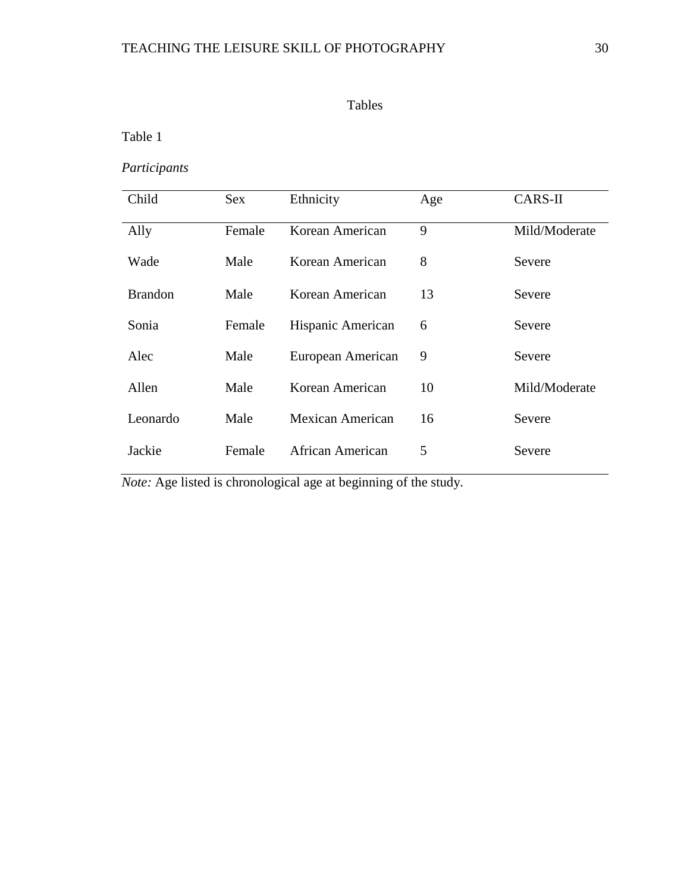# Tables

Table 1

*Participants*

| Child | Sex | Ethnicity | Age | CARS-II |
|---|---|---|---|---|
| Ally | Female | Korean American | 9 | Mild/Moderate |
| Wade | Male | Korean American | 8 | Severe |
| Brandon | Male | Korean American | 13 | Severe |
| Sonia | Female | Hispanic American | 6 | Severe |
| Alec | Male | European American | 9 | Severe |
| Allen | Male | Korean American | 10 | Mild/Moderate |
| Leonardo | Male | Mexican American | 16 | Severe |
| Jackie | Female | African American | 5 | Severe |

*Note:* Age listed is chronological age at beginning of the study.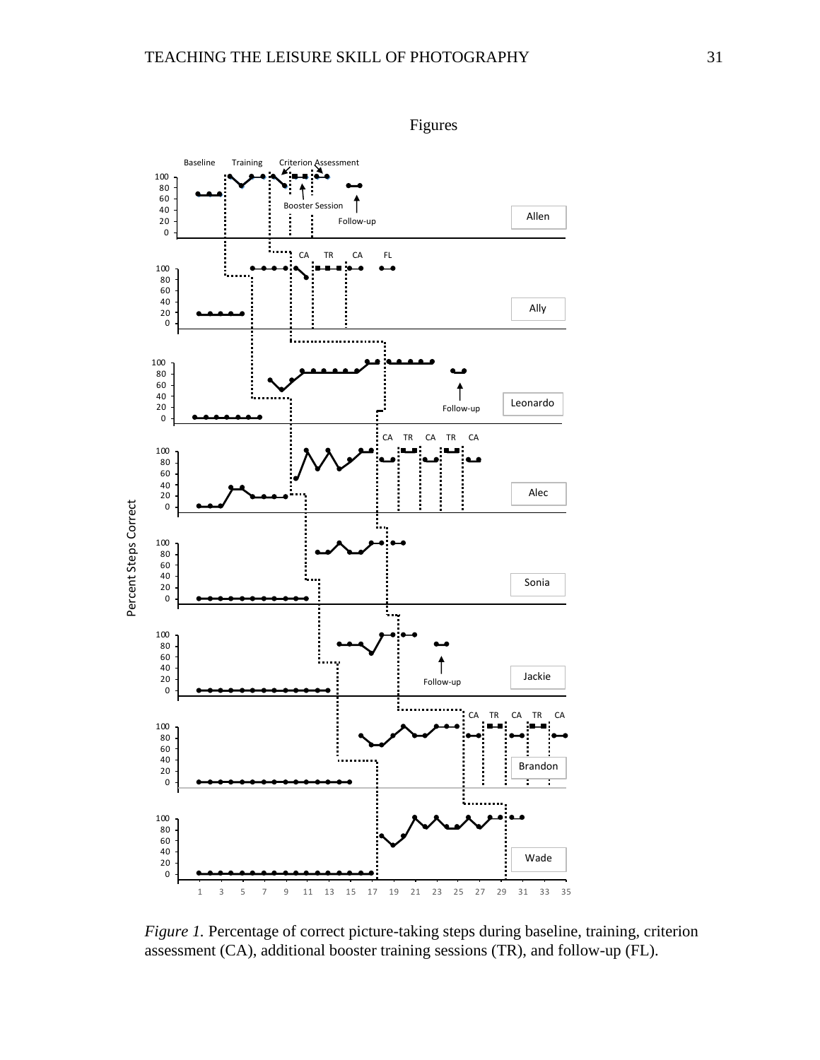# Figures

*Figure 1.* Percentage of correct picture-taking steps during baseline, training, criterion assessment (CA), additional booster training sessions (TR), and follow-up (FL).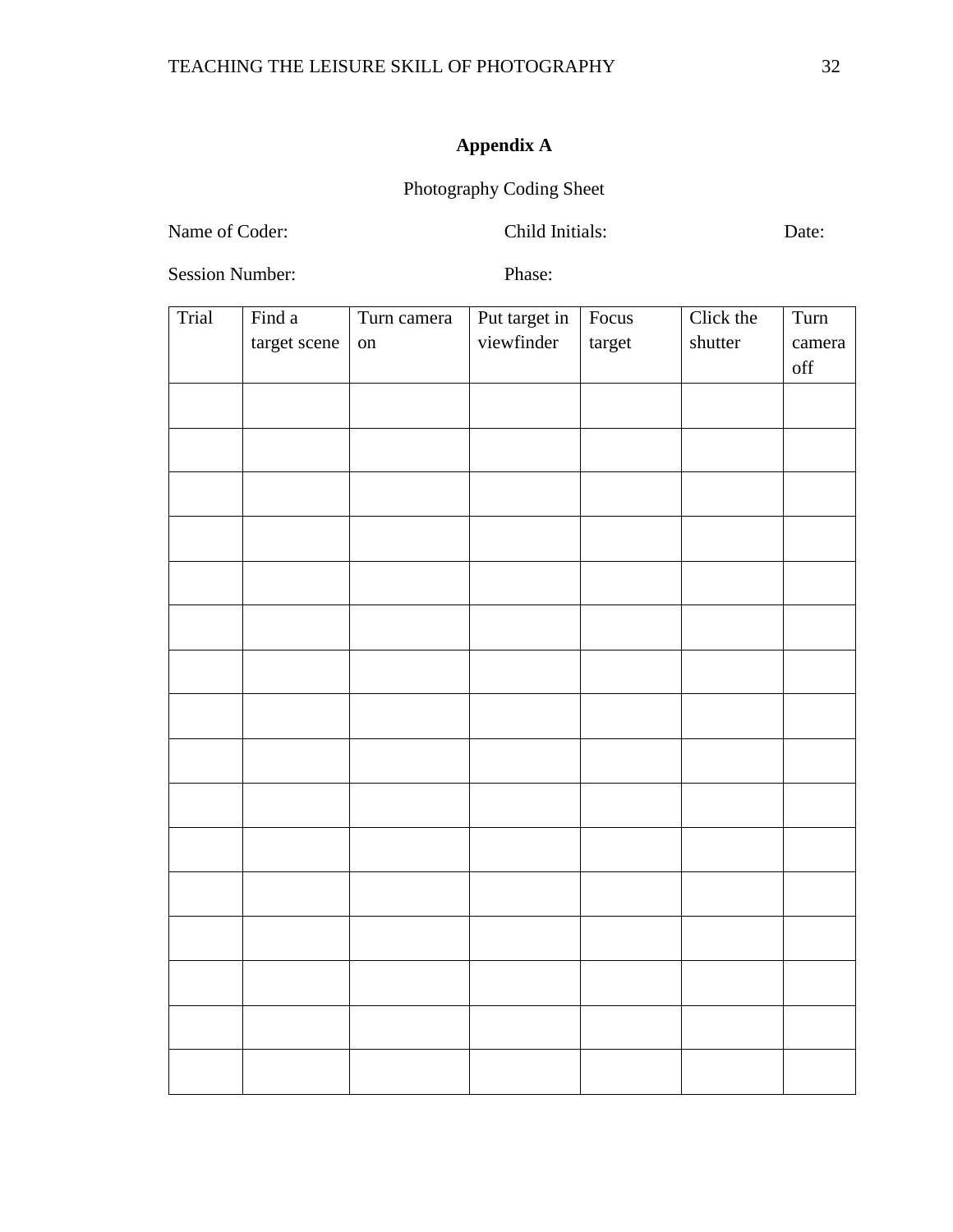# Appendix A

Photography Coding Sheet

Name of Coder: Child Initials: Date:

Session Number: Phase:

| Trial | Find a target scene | Turn camera on | Put target in viewfinder | Focus target | Click the shutter | Turn camera off |
|---|---|---|---|---|---|---|
| | | | | | | |
| | | | | | | |
| | | | | | | |
| | | | | | | |
| | | | | | | |
| | | | | | | |
| | | | | | | |
| | | | | | | |
| | | | | | | |
| | | | | | | |
| | | | | | | |
| | | | | | | |
| | | | | | | |
| | | | | | | |
| | | | | | | |
| | | | | | | |